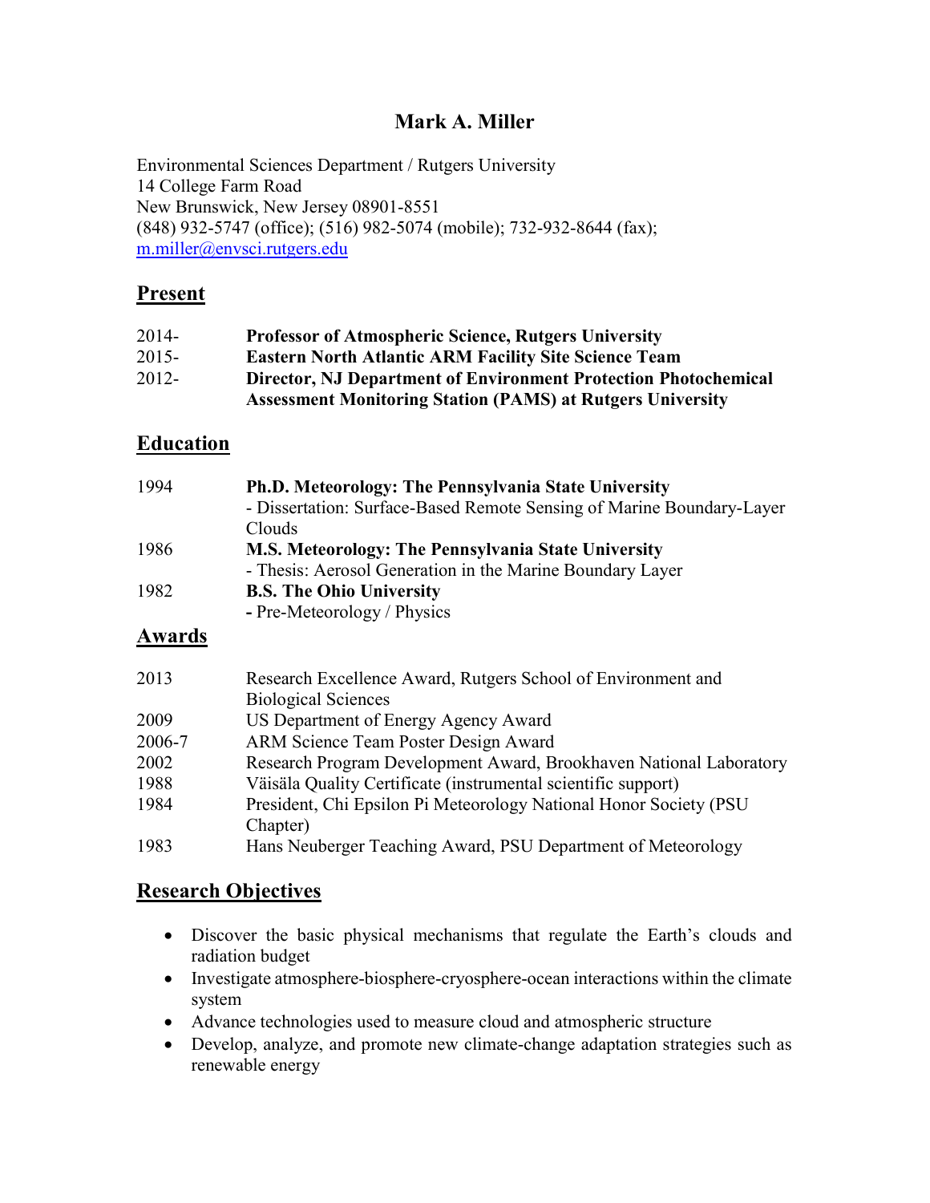# Mark A. Miller

Environmental Sciences Department / Rutgers University
14 College Farm Road
New Brunswick, New Jersey 08901-8551
(848) 932-5747 (office); (516) 982-5074 (mobile); 732-932-8644 (fax);
m.miller@envsci.rutgers.edu

## Present

| | |
|---|---|
| 2014- | **Professor of Atmospheric Science, Rutgers University** |
| 2015- | **Eastern North Atlantic ARM Facility Site Science Team** |
| 2012- | **Director, NJ Department of Environment Protection Photochemical Assessment Monitoring Station (PAMS) at Rutgers University** |

## Education

| | |
|---|---|
| 1994 | **Ph.D. Meteorology: The Pennsylvania State University**<br>- Dissertation: Surface-Based Remote Sensing of Marine Boundary-Layer Clouds |
| 1986 | **M.S. Meteorology: The Pennsylvania State University**<br>- Thesis: Aerosol Generation in the Marine Boundary Layer |
| 1982 | **B.S. The Ohio University**<br>**-** Pre-Meteorology / Physics |

## Awards

| | |
|---|---|
| 2013 | Research Excellence Award, Rutgers School of Environment and Biological Sciences |
| 2009 | US Department of Energy Agency Award |
| 2006-7 | ARM Science Team Poster Design Award |
| 2002 | Research Program Development Award, Brookhaven National Laboratory |
| 1988 | Väisäla Quality Certificate (instrumental scientific support) |
| 1984 | President, Chi Epsilon Pi Meteorology National Honor Society (PSU Chapter) |
| 1983 | Hans Neuberger Teaching Award, PSU Department of Meteorology |

## Research Objectives

- Discover the basic physical mechanisms that regulate the Earth's clouds and radiation budget
- Investigate atmosphere-biosphere-cryosphere-ocean interactions within the climate system
- Advance technologies used to measure cloud and atmospheric structure
- Develop, analyze, and promote new climate-change adaptation strategies such as renewable energy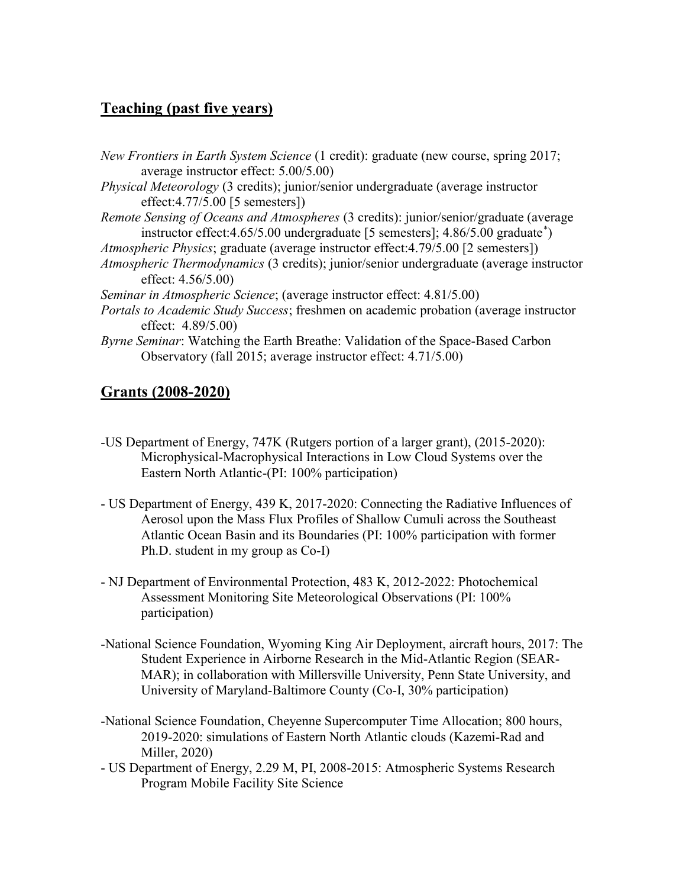## Teaching (past five years)

*New Frontiers in Earth System Science* (1 credit): graduate (new course, spring 2017; average instructor effect: 5.00/5.00)

*Physical Meteorology* (3 credits); junior/senior undergraduate (average instructor effect:4.77/5.00 [5 semesters])

*Remote Sensing of Oceans and Atmospheres* (3 credits): junior/senior/graduate (average instructor effect:4.65/5.00 undergraduate [5 semesters]; 4.86/5.00 graduate*)

*Atmospheric Physics*; graduate (average instructor effect:4.79/5.00 [2 semesters])

*Atmospheric Thermodynamics* (3 credits); junior/senior undergraduate (average instructor effect: 4.56/5.00)

*Seminar in Atmospheric Science*; (average instructor effect: 4.81/5.00)

*Portals to Academic Study Success*; freshmen on academic probation (average instructor effect: 4.89/5.00)

*Byrne Seminar*: Watching the Earth Breathe: Validation of the Space-Based Carbon Observatory (fall 2015; average instructor effect: 4.71/5.00)

## Grants (2008-2020)

-US Department of Energy, 747K (Rutgers portion of a larger grant), (2015-2020): Microphysical-Macrophysical Interactions in Low Cloud Systems over the Eastern North Atlantic-(PI: 100% participation)

- US Department of Energy, 439 K, 2017-2020: Connecting the Radiative Influences of Aerosol upon the Mass Flux Profiles of Shallow Cumuli across the Southeast Atlantic Ocean Basin and its Boundaries (PI: 100% participation with former Ph.D. student in my group as Co-I)

- NJ Department of Environmental Protection, 483 K, 2012-2022: Photochemical Assessment Monitoring Site Meteorological Observations (PI: 100% participation)

-National Science Foundation, Wyoming King Air Deployment, aircraft hours, 2017: The Student Experience in Airborne Research in the Mid-Atlantic Region (SEAR-MAR); in collaboration with Millersville University, Penn State University, and University of Maryland-Baltimore County (Co-I, 30% participation)

-National Science Foundation, Cheyenne Supercomputer Time Allocation; 800 hours, 2019-2020: simulations of Eastern North Atlantic clouds (Kazemi-Rad and Miller, 2020)

- US Department of Energy, 2.29 M, PI, 2008-2015: Atmospheric Systems Research Program Mobile Facility Site Science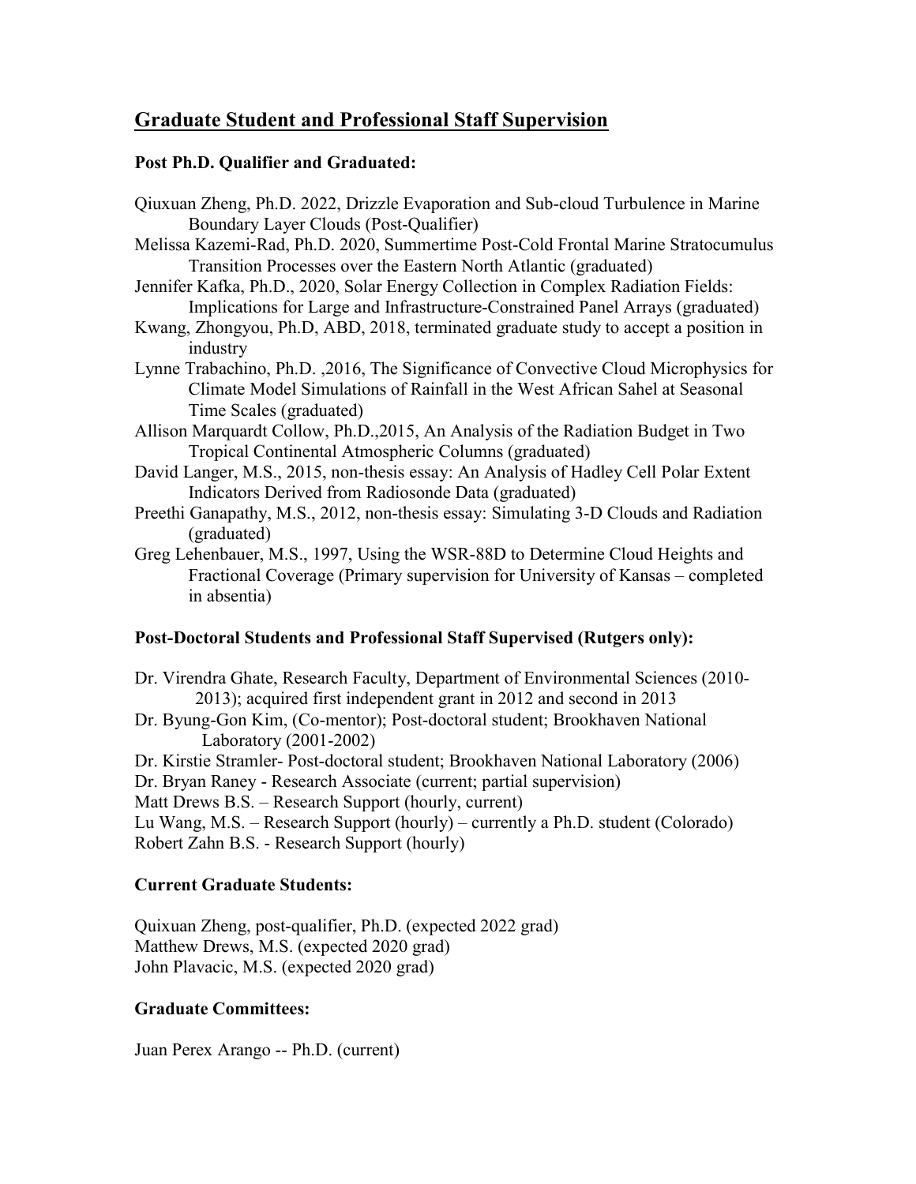## Graduate Student and Professional Staff Supervision

### Post Ph.D. Qualifier and Graduated:

Qiuxuan Zheng, Ph.D. 2022, Drizzle Evaporation and Sub-cloud Turbulence in Marine Boundary Layer Clouds (Post-Qualifier)

Melissa Kazemi-Rad, Ph.D. 2020, Summertime Post-Cold Frontal Marine Stratocumulus Transition Processes over the Eastern North Atlantic (graduated)

Jennifer Kafka, Ph.D., 2020, Solar Energy Collection in Complex Radiation Fields: Implications for Large and Infrastructure-Constrained Panel Arrays (graduated)

Kwang, Zhongyou, Ph.D, ABD, 2018, terminated graduate study to accept a position in industry

Lynne Trabachino, Ph.D. ,2016, The Significance of Convective Cloud Microphysics for Climate Model Simulations of Rainfall in the West African Sahel at Seasonal Time Scales (graduated)

Allison Marquardt Collow, Ph.D.,2015, An Analysis of the Radiation Budget in Two Tropical Continental Atmospheric Columns (graduated)

David Langer, M.S., 2015, non-thesis essay: An Analysis of Hadley Cell Polar Extent Indicators Derived from Radiosonde Data (graduated)

Preethi Ganapathy, M.S., 2012, non-thesis essay: Simulating 3-D Clouds and Radiation (graduated)

Greg Lehenbauer, M.S., 1997, Using the WSR-88D to Determine Cloud Heights and Fractional Coverage (Primary supervision for University of Kansas – completed in absentia)

### Post-Doctoral Students and Professional Staff Supervised (Rutgers only):

Dr. Virendra Ghate, Research Faculty, Department of Environmental Sciences (2010-2013); acquired first independent grant in 2012 and second in 2013

Dr. Byung-Gon Kim, (Co-mentor); Post-doctoral student; Brookhaven National Laboratory (2001-2002)

Dr. Kirstie Stramler- Post-doctoral student; Brookhaven National Laboratory (2006)

Dr. Bryan Raney - Research Associate (current; partial supervision)

Matt Drews B.S. – Research Support (hourly, current)

Lu Wang, M.S. – Research Support (hourly) – currently a Ph.D. student (Colorado)

Robert Zahn B.S. - Research Support (hourly)

### Current Graduate Students:

Quixuan Zheng, post-qualifier, Ph.D. (expected 2022 grad)

Matthew Drews, M.S. (expected 2020 grad)

John Plavacic, M.S. (expected 2020 grad)

### Graduate Committees:

Juan Perex Arango -- Ph.D. (current)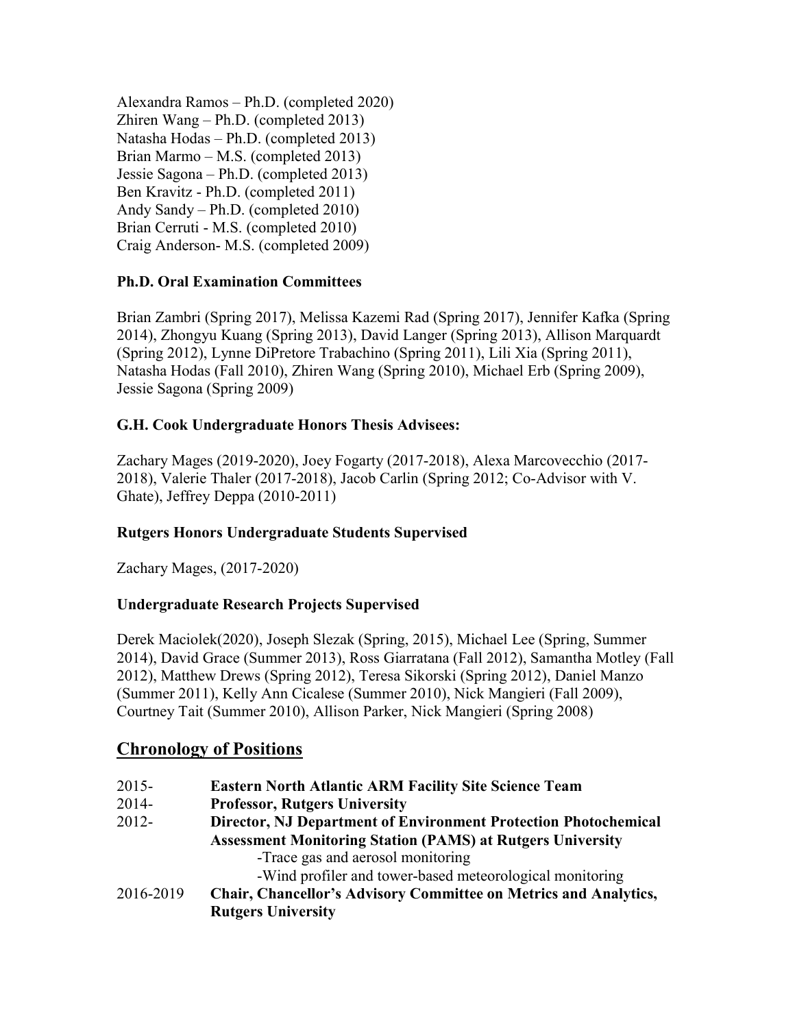Alexandra Ramos – Ph.D. (completed 2020)
Zhiren Wang – Ph.D. (completed 2013)
Natasha Hodas – Ph.D. (completed 2013)
Brian Marmo – M.S. (completed 2013)
Jessie Sagona – Ph.D. (completed 2013)
Ben Kravitz - Ph.D. (completed 2011)
Andy Sandy – Ph.D. (completed 2010)
Brian Cerruti - M.S. (completed 2010)
Craig Anderson- M.S. (completed 2009)

**Ph.D. Oral Examination Committees**

Brian Zambri (Spring 2017), Melissa Kazemi Rad (Spring 2017), Jennifer Kafka (Spring 2014), Zhongyu Kuang (Spring 2013), David Langer (Spring 2013), Allison Marquardt (Spring 2012), Lynne DiPretore Trabachino (Spring 2011), Lili Xia (Spring 2011), Natasha Hodas (Fall 2010), Zhiren Wang (Spring 2010), Michael Erb (Spring 2009), Jessie Sagona (Spring 2009)

**G.H. Cook Undergraduate Honors Thesis Advisees:**

Zachary Mages (2019-2020), Joey Fogarty (2017-2018), Alexa Marcovecchio (2017-2018), Valerie Thaler (2017-2018), Jacob Carlin (Spring 2012; Co-Advisor with V. Ghate), Jeffrey Deppa (2010-2011)

**Rutgers Honors Undergraduate Students Supervised**

Zachary Mages, (2017-2020)

**Undergraduate Research Projects Supervised**

Derek Maciolek(2020), Joseph Slezak (Spring, 2015), Michael Lee (Spring, Summer 2014), David Grace (Summer 2013), Ross Giarratana (Fall 2012), Samantha Motley (Fall 2012), Matthew Drews (Spring 2012), Teresa Sikorski (Spring 2012), Daniel Manzo (Summer 2011), Kelly Ann Cicalese (Summer 2010), Nick Mangieri (Fall 2009), Courtney Tait (Summer 2010), Allison Parker, Nick Mangieri (Spring 2008)

## Chronology of Positions

2015- **Eastern North Atlantic ARM Facility Site Science Team**

2014- **Professor, Rutgers University**

2012- **Director, NJ Department of Environment Protection Photochemical Assessment Monitoring Station (PAMS) at Rutgers University**
- Trace gas and aerosol monitoring
- Wind profiler and tower-based meteorological monitoring

2016-2019 **Chair, Chancellor's Advisory Committee on Metrics and Analytics, Rutgers University**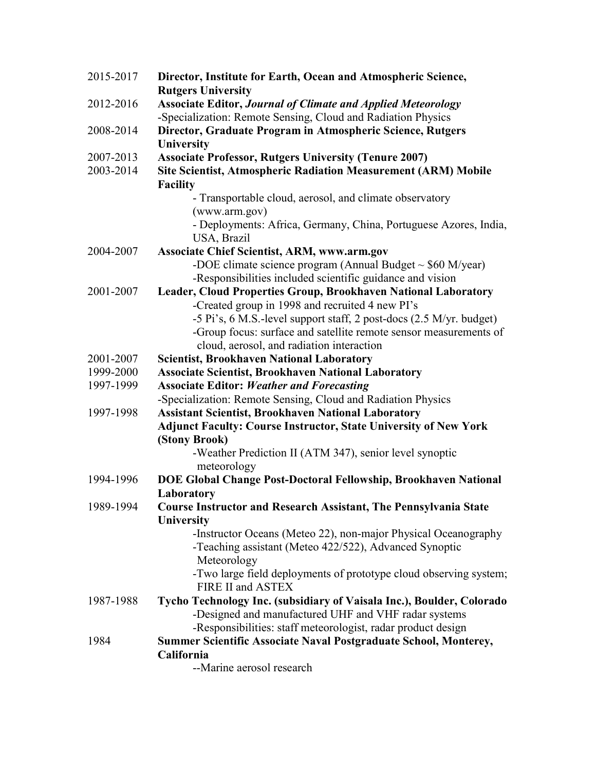2015-2017 **Director, Institute for Earth, Ocean and Atmospheric Science, Rutgers University**

2012-2016 **Associate Editor, *Journal of Climate and Applied Meteorology***
-Specialization: Remote Sensing, Cloud and Radiation Physics

2008-2014 **Director, Graduate Program in Atmospheric Science, Rutgers University**

2007-2013 **Associate Professor, Rutgers University (Tenure 2007)**

2003-2014 **Site Scientist, Atmospheric Radiation Measurement (ARM) Mobile Facility**
- Transportable cloud, aerosol, and climate observatory (www.arm.gov)
- Deployments: Africa, Germany, China, Portuguese Azores, India, USA, Brazil

2004-2007 **Associate Chief Scientist, ARM, www.arm.gov**
-DOE climate science program (Annual Budget ~ $60 M/year)
-Responsibilities included scientific guidance and vision

2001-2007 **Leader, Cloud Properties Group, Brookhaven National Laboratory**
-Created group in 1998 and recruited 4 new PI's
-5 Pi's, 6 M.S.-level support staff, 2 post-docs (2.5 M/yr. budget)
-Group focus: surface and satellite remote sensor measurements of cloud, aerosol, and radiation interaction

2001-2007 **Scientist, Brookhaven National Laboratory**

1999-2000 **Associate Scientist, Brookhaven National Laboratory**

1997-1999 **Associate Editor: *Weather and Forecasting***
-Specialization: Remote Sensing, Cloud and Radiation Physics

1997-1998 **Assistant Scientist, Brookhaven National Laboratory**
**Adjunct Faculty: Course Instructor, State University of New York (Stony Brook)**
-Weather Prediction II (ATM 347), senior level synoptic meteorology

1994-1996 **DOE Global Change Post-Doctoral Fellowship, Brookhaven National Laboratory**

1989-1994 **Course Instructor and Research Assistant, The Pennsylvania State University**
-Instructor Oceans (Meteo 22), non-major Physical Oceanography
-Teaching assistant (Meteo 422/522), Advanced Synoptic Meteorology
-Two large field deployments of prototype cloud observing system; FIRE II and ASTEX

1987-1988 **Tycho Technology Inc. (subsidiary of Vaisala Inc.), Boulder, Colorado**
-Designed and manufactured UHF and VHF radar systems
-Responsibilities: staff meteorologist, radar product design

1984 **Summer Scientific Associate Naval Postgraduate School, Monterey, California**
--Marine aerosol research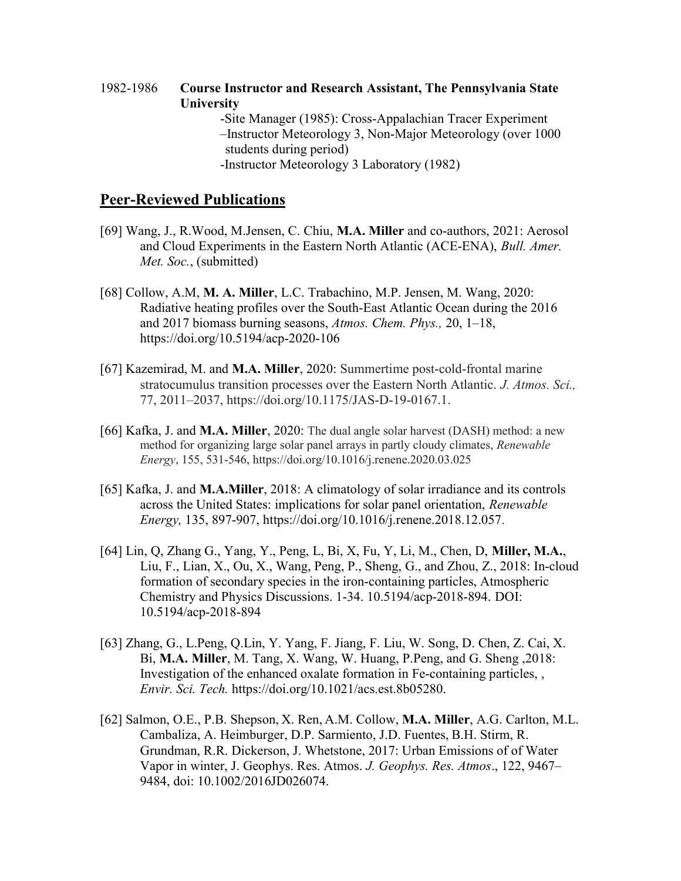1982-1986 **Course Instructor and Research Assistant, The Pennsylvania State University**

-Site Manager (1985): Cross-Appalachian Tracer Experiment
–Instructor Meteorology 3, Non-Major Meteorology (over 1000 students during period)
-Instructor Meteorology 3 Laboratory (1982)

## Peer-Reviewed Publications

[69] Wang, J., R.Wood, M.Jensen, C. Chiu, **M.A. Miller** and co-authors, 2021: Aerosol and Cloud Experiments in the Eastern North Atlantic (ACE-ENA), *Bull. Amer. Met. Soc.*, (submitted)

[68] Collow, A.M, **M. A. Miller**, L.C. Trabachino, M.P. Jensen, M. Wang, 2020: Radiative heating profiles over the South-East Atlantic Ocean during the 2016 and 2017 biomass burning seasons, *Atmos. Chem. Phys.,* 20, 1–18, https://doi.org/10.5194/acp-2020-106

[67] Kazemirad, M. and **M.A. Miller**, 2020: Summertime post-cold-frontal marine stratocumulus transition processes over the Eastern North Atlantic. *J. Atmos. Sci.,* 77, 2011–2037, https://doi.org/10.1175/JAS-D-19-0167.1.

[66] Kafka, J. and **M.A. Miller**, 2020: The dual angle solar harvest (DASH) method: a new method for organizing large solar panel arrays in partly cloudy climates, *Renewable Energy*, 155, 531-546, https://doi.org/10.1016/j.renene.2020.03.025

[65] Kafka, J. and **M.A.Miller**, 2018: A climatology of solar irradiance and its controls across the United States: implications for solar panel orientation, *Renewable Energy,* 135, 897-907, https://doi.org/10.1016/j.renene.2018.12.057.

[64] Lin, Q, Zhang G., Yang, Y., Peng, L, Bi, X, Fu, Y, Li, M., Chen, D, **Miller, M.A.**, Liu, F., Lian, X., Ou, X., Wang, Peng, P., Sheng, G., and Zhou, Z., 2018: In-cloud formation of secondary species in the iron-containing particles, Atmospheric Chemistry and Physics Discussions. 1-34. 10.5194/acp-2018-894. DOI: 10.5194/acp-2018-894

[63] Zhang, G., L.Peng, Q.Lin, Y. Yang, F. Jiang, F. Liu, W. Song, D. Chen, Z. Cai, X. Bi, **M.A. Miller**, M. Tang, X. Wang, W. Huang, P.Peng, and G. Sheng ,2018: Investigation of the enhanced oxalate formation in Fe-containing particles, , *Envir. Sci. Tech.* https://doi.org/10.1021/acs.est.8b05280.

[62] Salmon, O.E., P.B. Shepson, X. Ren, A.M. Collow, **M.A. Miller**, A.G. Carlton, M.L. Cambaliza, A. Heimburger, D.P. Sarmiento, J.D. Fuentes, B.H. Stirm, R. Grundman, R.R. Dickerson, J. Whetstone, 2017: Urban Emissions of of Water Vapor in winter, J. Geophys. Res. Atmos. *J. Geophys. Res. Atmos*., 122, 9467–9484, doi: 10.1002/2016JD026074.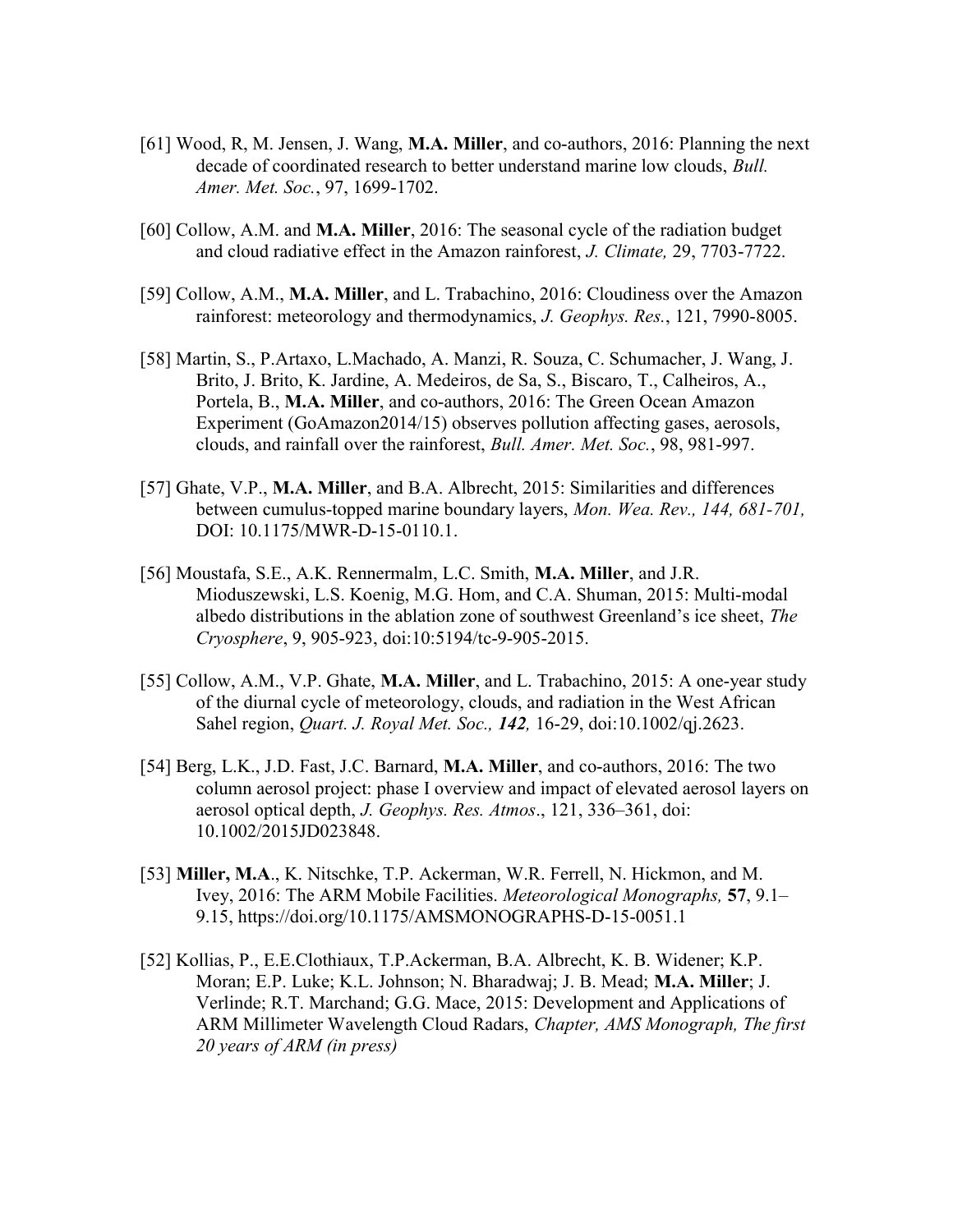[61] Wood, R, M. Jensen, J. Wang, **M.A. Miller**, and co-authors, 2016: Planning the next decade of coordinated research to better understand marine low clouds, *Bull. Amer. Met. Soc.*, 97, 1699-1702.

[60] Collow, A.M. and **M.A. Miller**, 2016: The seasonal cycle of the radiation budget and cloud radiative effect in the Amazon rainforest, *J. Climate,* 29, 7703-7722.

[59] Collow, A.M., **M.A. Miller**, and L. Trabachino, 2016: Cloudiness over the Amazon rainforest: meteorology and thermodynamics, *J. Geophys. Res.*, 121, 7990-8005.

[58] Martin, S., P.Artaxo, L.Machado, A. Manzi, R. Souza, C. Schumacher, J. Wang, J. Brito, J. Brito, K. Jardine, A. Medeiros, de Sa, S., Biscaro, T., Calheiros, A., Portela, B., **M.A. Miller**, and co-authors, 2016: The Green Ocean Amazon Experiment (GoAmazon2014/15) observes pollution affecting gases, aerosols, clouds, and rainfall over the rainforest, *Bull. Amer. Met. Soc.*, 98, 981-997.

[57] Ghate, V.P., **M.A. Miller**, and B.A. Albrecht, 2015: Similarities and differences between cumulus-topped marine boundary layers, *Mon. Wea. Rev., 144, 681-701,* DOI: 10.1175/MWR-D-15-0110.1.

[56] Moustafa, S.E., A.K. Rennermalm, L.C. Smith, **M.A. Miller**, and J.R. Mioduszewski, L.S. Koenig, M.G. Hom, and C.A. Shuman, 2015: Multi-modal albedo distributions in the ablation zone of southwest Greenland's ice sheet, *The Cryosphere*, 9, 905-923, doi:10:5194/tc-9-905-2015.

[55] Collow, A.M., V.P. Ghate, **M.A. Miller**, and L. Trabachino, 2015: A one-year study of the diurnal cycle of meteorology, clouds, and radiation in the West African Sahel region, *Quart. J. Royal Met. Soc., **142**,* 16-29, doi:10.1002/qj.2623.

[54] Berg, L.K., J.D. Fast, J.C. Barnard, **M.A. Miller**, and co-authors, 2016: The two column aerosol project: phase I overview and impact of elevated aerosol layers on aerosol optical depth, *J. Geophys. Res. Atmos*., 121, 336–361, doi: 10.1002/2015JD023848.

[53] **Miller, M.A**., K. Nitschke, T.P. Ackerman, W.R. Ferrell, N. Hickmon, and M. Ivey, 2016: The ARM Mobile Facilities. *Meteorological Monographs,* **57**, 9.1–9.15, https://doi.org/10.1175/AMSMONOGRAPHS-D-15-0051.1

[52] Kollias, P., E.E.Clothiaux, T.P.Ackerman, B.A. Albrecht, K. B. Widener; K.P. Moran; E.P. Luke; K.L. Johnson; N. Bharadwaj; J. B. Mead; **M.A. Miller**; J. Verlinde; R.T. Marchand; G.G. Mace, 2015: Development and Applications of ARM Millimeter Wavelength Cloud Radars, *Chapter, AMS Monograph, The first 20 years of ARM (in press)*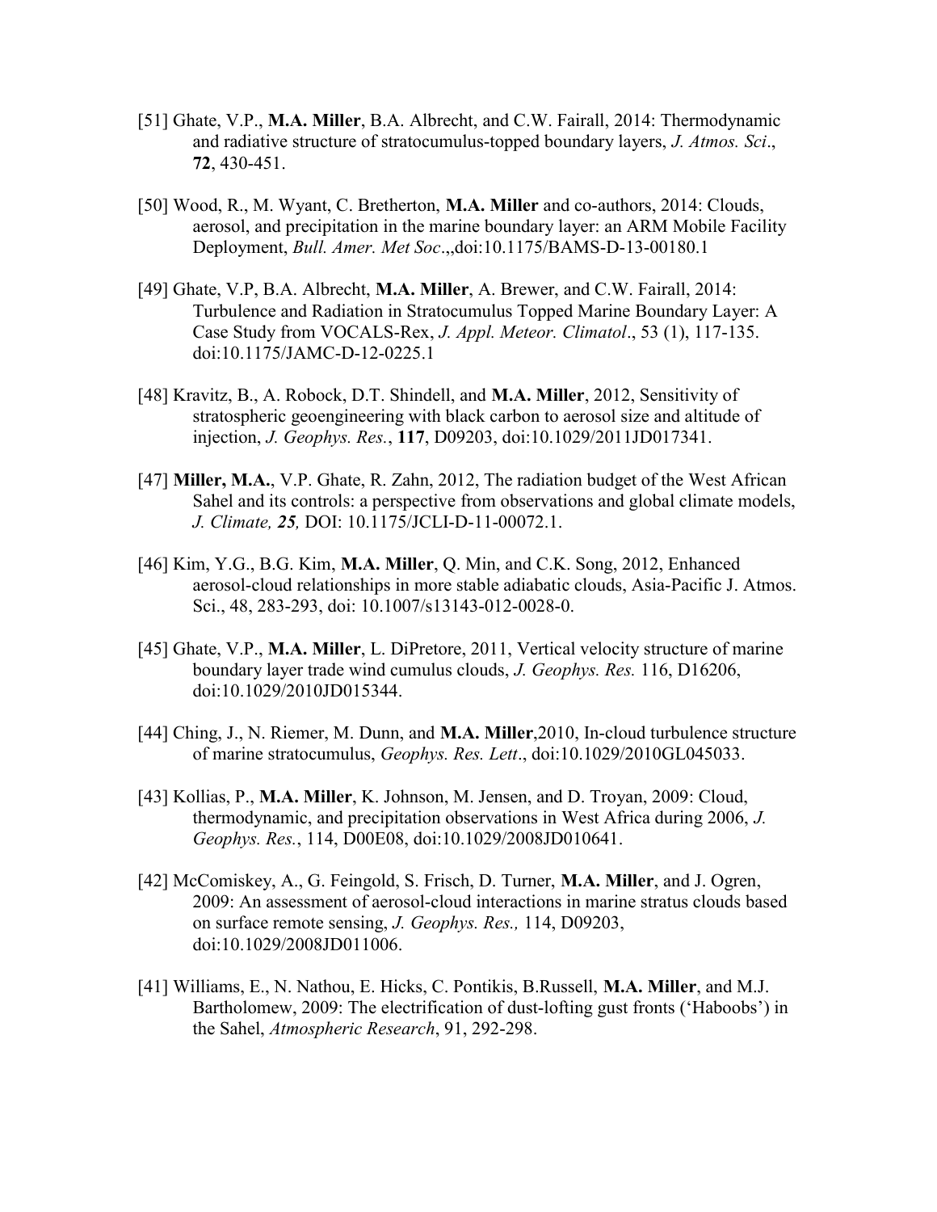[51] Ghate, V.P., **M.A. Miller**, B.A. Albrecht, and C.W. Fairall, 2014: Thermodynamic and radiative structure of stratocumulus-topped boundary layers, *J. Atmos. Sci*., **72**, 430-451.

[50] Wood, R., M. Wyant, C. Bretherton, **M.A. Miller** and co-authors, 2014: Clouds, aerosol, and precipitation in the marine boundary layer: an ARM Mobile Facility Deployment, *Bull. Amer. Met Soc*.,,doi:10.1175/BAMS-D-13-00180.1

[49] Ghate, V.P, B.A. Albrecht, **M.A. Miller**, A. Brewer, and C.W. Fairall, 2014: Turbulence and Radiation in Stratocumulus Topped Marine Boundary Layer: A Case Study from VOCALS-Rex, *J. Appl. Meteor. Climatol*., 53 (1), 117-135. doi:10.1175/JAMC-D-12-0225.1

[48] Kravitz, B., A. Robock, D.T. Shindell, and **M.A. Miller**, 2012, Sensitivity of stratospheric geoengineering with black carbon to aerosol size and altitude of injection, *J. Geophys. Res.*, **117**, D09203, doi:10.1029/2011JD017341.

[47] **Miller, M.A.**, V.P. Ghate, R. Zahn, 2012, The radiation budget of the West African Sahel and its controls: a perspective from observations and global climate models, *J. Climate, **25***, DOI: 10.1175/JCLI-D-11-00072.1.

[46] Kim, Y.G., B.G. Kim, **M.A. Miller**, Q. Min, and C.K. Song, 2012, Enhanced aerosol-cloud relationships in more stable adiabatic clouds, Asia-Pacific J. Atmos. Sci., 48, 283-293, doi: 10.1007/s13143-012-0028-0.

[45] Ghate, V.P., **M.A. Miller**, L. DiPretore, 2011, Vertical velocity structure of marine boundary layer trade wind cumulus clouds, *J. Geophys. Res.* 116, D16206, doi:10.1029/2010JD015344.

[44] Ching, J., N. Riemer, M. Dunn, and **M.A. Miller**,2010, In-cloud turbulence structure of marine stratocumulus, *Geophys. Res. Lett*., doi:10.1029/2010GL045033.

[43] Kollias, P., **M.A. Miller**, K. Johnson, M. Jensen, and D. Troyan, 2009: Cloud, thermodynamic, and precipitation observations in West Africa during 2006, *J. Geophys. Res.*, 114, D00E08, doi:10.1029/2008JD010641.

[42] McComiskey, A., G. Feingold, S. Frisch, D. Turner, **M.A. Miller**, and J. Ogren, 2009: An assessment of aerosol-cloud interactions in marine stratus clouds based on surface remote sensing, *J. Geophys. Res.,* 114, D09203, doi:10.1029/2008JD011006.

[41] Williams, E., N. Nathou, E. Hicks, C. Pontikis, B.Russell, **M.A. Miller**, and M.J. Bartholomew, 2009: The electrification of dust-lofting gust fronts ('Haboobs') in the Sahel, *Atmospheric Research*, 91, 292-298.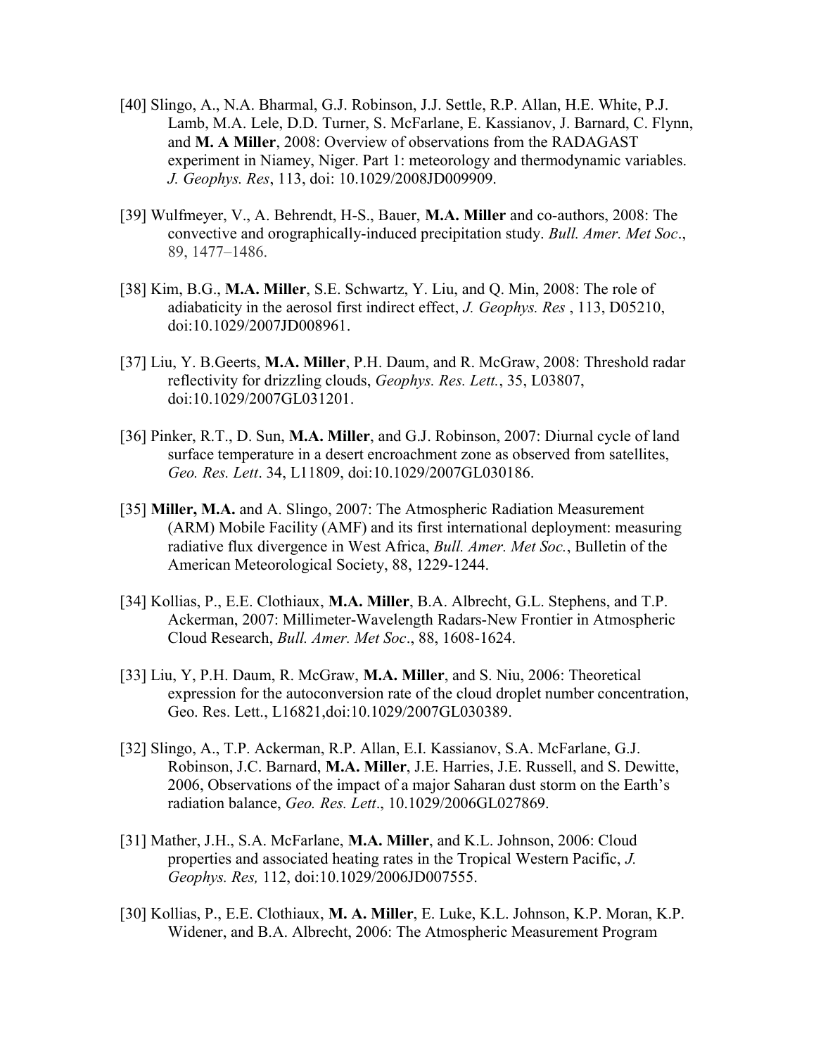[40] Slingo, A., N.A. Bharmal, G.J. Robinson, J.J. Settle, R.P. Allan, H.E. White, P.J. Lamb, M.A. Lele, D.D. Turner, S. McFarlane, E. Kassianov, J. Barnard, C. Flynn, and **M. A Miller**, 2008: Overview of observations from the RADAGAST experiment in Niamey, Niger. Part 1: meteorology and thermodynamic variables. *J. Geophys. Res*, 113, doi: 10.1029/2008JD009909.

[39] Wulfmeyer, V., A. Behrendt, H-S., Bauer, **M.A. Miller** and co-authors, 2008: The convective and orographically-induced precipitation study. *Bull. Amer. Met Soc*., 89, 1477–1486.

[38] Kim, B.G., **M.A. Miller**, S.E. Schwartz, Y. Liu, and Q. Min, 2008: The role of adiabaticity in the aerosol first indirect effect, *J. Geophys. Res* , 113, D05210, doi:10.1029/2007JD008961.

[37] Liu, Y. B.Geerts, **M.A. Miller**, P.H. Daum, and R. McGraw, 2008: Threshold radar reflectivity for drizzling clouds, *Geophys. Res. Lett.*, 35, L03807, doi:10.1029/2007GL031201.

[36] Pinker, R.T., D. Sun, **M.A. Miller**, and G.J. Robinson, 2007: Diurnal cycle of land surface temperature in a desert encroachment zone as observed from satellites, *Geo. Res. Lett*. 34, L11809, doi:10.1029/2007GL030186.

[35] **Miller, M.A.** and A. Slingo, 2007: The Atmospheric Radiation Measurement (ARM) Mobile Facility (AMF) and its first international deployment: measuring radiative flux divergence in West Africa, *Bull. Amer. Met Soc.*, Bulletin of the American Meteorological Society, 88, 1229-1244.

[34] Kollias, P., E.E. Clothiaux, **M.A. Miller**, B.A. Albrecht, G.L. Stephens, and T.P. Ackerman, 2007: Millimeter-Wavelength Radars-New Frontier in Atmospheric Cloud Research, *Bull. Amer. Met Soc*., 88, 1608-1624.

[33] Liu, Y, P.H. Daum, R. McGraw, **M.A. Miller**, and S. Niu, 2006: Theoretical expression for the autoconversion rate of the cloud droplet number concentration, Geo. Res. Lett., L16821,doi:10.1029/2007GL030389.

[32] Slingo, A., T.P. Ackerman, R.P. Allan, E.I. Kassianov, S.A. McFarlane, G.J. Robinson, J.C. Barnard, **M.A. Miller**, J.E. Harries, J.E. Russell, and S. Dewitte, 2006, Observations of the impact of a major Saharan dust storm on the Earth's radiation balance, *Geo. Res. Lett*., 10.1029/2006GL027869.

[31] Mather, J.H., S.A. McFarlane, **M.A. Miller**, and K.L. Johnson, 2006: Cloud properties and associated heating rates in the Tropical Western Pacific, *J. Geophys. Res,* 112, doi:10.1029/2006JD007555.

[30] Kollias, P., E.E. Clothiaux, **M. A. Miller**, E. Luke, K.L. Johnson, K.P. Moran, K.P. Widener, and B.A. Albrecht, 2006: The Atmospheric Measurement Program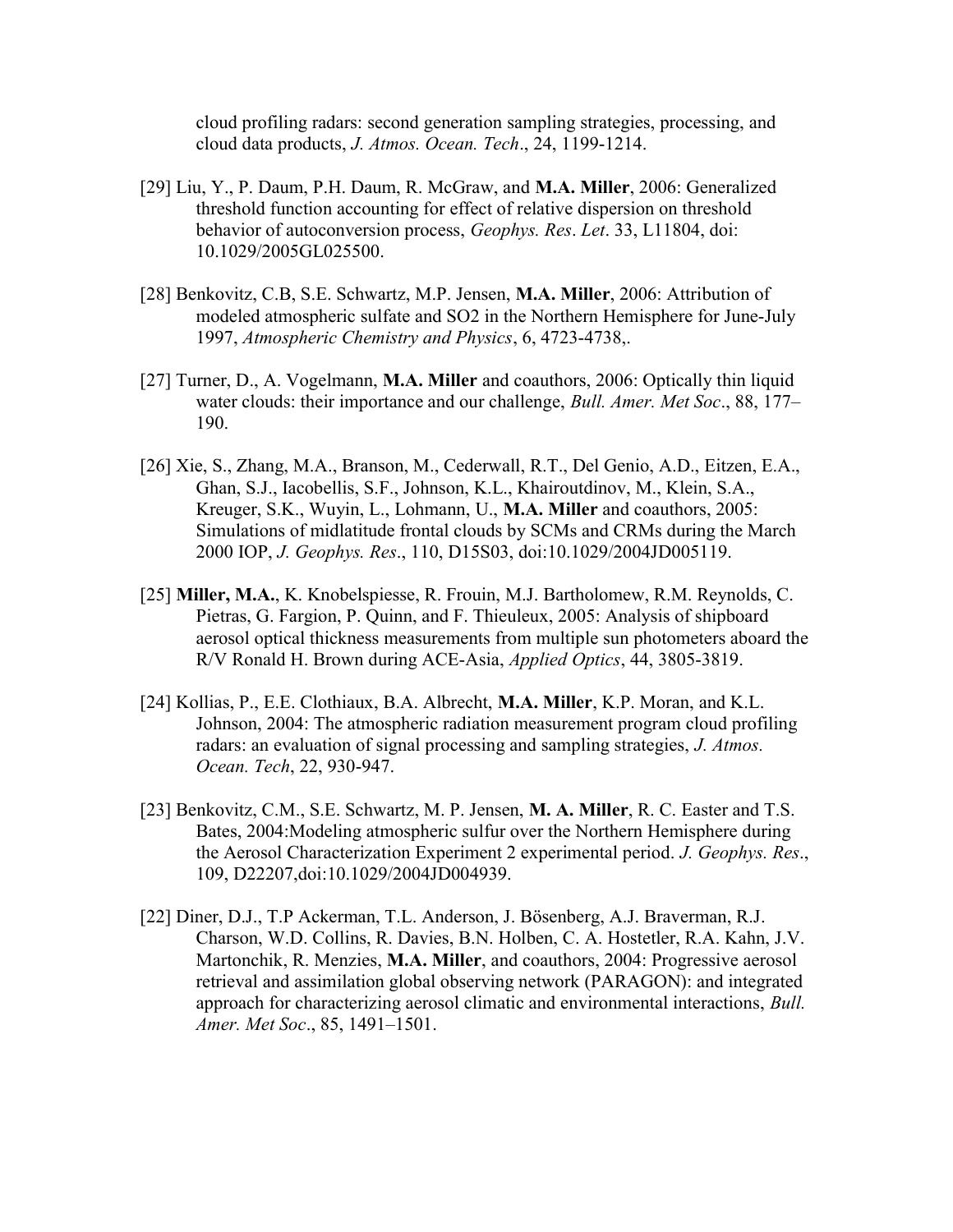cloud profiling radars: second generation sampling strategies, processing, and cloud data products, *J. Atmos. Ocean. Tech*., 24, 1199-1214.

[29] Liu, Y., P. Daum, P.H. Daum, R. McGraw, and **M.A. Miller**, 2006: Generalized threshold function accounting for effect of relative dispersion on threshold behavior of autoconversion process, *Geophys. Res*. *Let*. 33, L11804, doi: 10.1029/2005GL025500.

[28] Benkovitz, C.B, S.E. Schwartz, M.P. Jensen, **M.A. Miller**, 2006: Attribution of modeled atmospheric sulfate and SO2 in the Northern Hemisphere for June-July 1997, *Atmospheric Chemistry and Physics*, 6, 4723-4738,.

[27] Turner, D., A. Vogelmann, **M.A. Miller** and coauthors, 2006: Optically thin liquid water clouds: their importance and our challenge, *Bull. Amer. Met Soc*., 88, 177–190.

[26] Xie, S., Zhang, M.A., Branson, M., Cederwall, R.T., Del Genio, A.D., Eitzen, E.A., Ghan, S.J., Iacobellis, S.F., Johnson, K.L., Khairoutdinov, M., Klein, S.A., Kreuger, S.K., Wuyin, L., Lohmann, U., **M.A. Miller** and coauthors, 2005: Simulations of midlatitude frontal clouds by SCMs and CRMs during the March 2000 IOP, *J. Geophys. Res*., 110, D15S03, doi:10.1029/2004JD005119.

[25] **Miller, M.A.**, K. Knobelspiesse, R. Frouin, M.J. Bartholomew, R.M. Reynolds, C. Pietras, G. Fargion, P. Quinn, and F. Thieuleux, 2005: Analysis of shipboard aerosol optical thickness measurements from multiple sun photometers aboard the R/V Ronald H. Brown during ACE-Asia, *Applied Optics*, 44, 3805-3819.

[24] Kollias, P., E.E. Clothiaux, B.A. Albrecht, **M.A. Miller**, K.P. Moran, and K.L. Johnson, 2004: The atmospheric radiation measurement program cloud profiling radars: an evaluation of signal processing and sampling strategies, *J. Atmos. Ocean. Tech*, 22, 930-947.

[23] Benkovitz, C.M., S.E. Schwartz, M. P. Jensen, **M. A. Miller**, R. C. Easter and T.S. Bates, 2004:Modeling atmospheric sulfur over the Northern Hemisphere during the Aerosol Characterization Experiment 2 experimental period. *J. Geophys. Res*., 109, D22207,doi:10.1029/2004JD004939.

[22] Diner, D.J., T.P Ackerman, T.L. Anderson, J. Bösenberg, A.J. Braverman, R.J. Charson, W.D. Collins, R. Davies, B.N. Holben, C. A. Hostetler, R.A. Kahn, J.V. Martonchik, R. Menzies, **M.A. Miller**, and coauthors, 2004: Progressive aerosol retrieval and assimilation global observing network (PARAGON): and integrated approach for characterizing aerosol climatic and environmental interactions, *Bull. Amer. Met Soc*., 85, 1491–1501.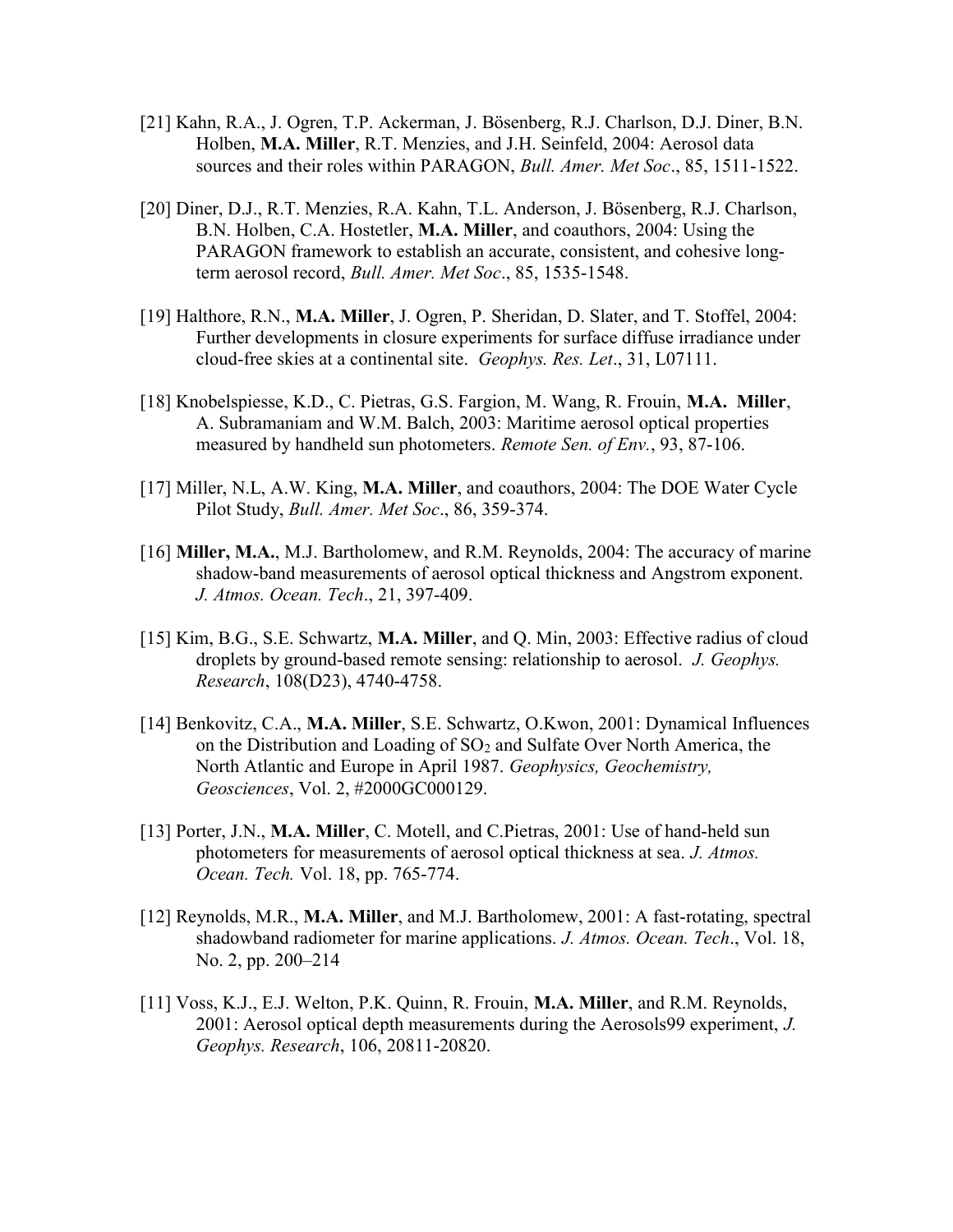[21] Kahn, R.A., J. Ogren, T.P. Ackerman, J. Bösenberg, R.J. Charlson, D.J. Diner, B.N. Holben, **M.A. Miller**, R.T. Menzies, and J.H. Seinfeld, 2004: Aerosol data sources and their roles within PARAGON, *Bull. Amer. Met Soc*., 85, 1511-1522.

[20] Diner, D.J., R.T. Menzies, R.A. Kahn, T.L. Anderson, J. Bösenberg, R.J. Charlson, B.N. Holben, C.A. Hostetler, **M.A. Miller**, and coauthors, 2004: Using the PARAGON framework to establish an accurate, consistent, and cohesive long-term aerosol record, *Bull. Amer. Met Soc*., 85, 1535-1548.

[19] Halthore, R.N., **M.A. Miller**, J. Ogren, P. Sheridan, D. Slater, and T. Stoffel, 2004: Further developments in closure experiments for surface diffuse irradiance under cloud-free skies at a continental site. *Geophys. Res. Let*., 31, L07111.

[18] Knobelspiesse, K.D., C. Pietras, G.S. Fargion, M. Wang, R. Frouin, **M.A. Miller**, A. Subramaniam and W.M. Balch, 2003: Maritime aerosol optical properties measured by handheld sun photometers. *Remote Sen. of Env.*, 93, 87-106.

[17] Miller, N.L, A.W. King, **M.A. Miller**, and coauthors, 2004: The DOE Water Cycle Pilot Study, *Bull. Amer. Met Soc*., 86, 359-374.

[16] **Miller, M.A.**, M.J. Bartholomew, and R.M. Reynolds, 2004: The accuracy of marine shadow-band measurements of aerosol optical thickness and Angstrom exponent. *J. Atmos. Ocean. Tech*., 21, 397-409.

[15] Kim, B.G., S.E. Schwartz, **M.A. Miller**, and Q. Min, 2003: Effective radius of cloud droplets by ground-based remote sensing: relationship to aerosol. *J. Geophys. Research*, 108(D23), 4740-4758.

[14] Benkovitz, C.A., **M.A. Miller**, S.E. Schwartz, O.Kwon, 2001: Dynamical Influences on the Distribution and Loading of $SO_2$ and Sulfate Over North America, the North Atlantic and Europe in April 1987. *Geophysics, Geochemistry, Geosciences*, Vol. 2, #2000GC000129.

[13] Porter, J.N., **M.A. Miller**, C. Motell, and C.Pietras, 2001: Use of hand-held sun photometers for measurements of aerosol optical thickness at sea. *J. Atmos. Ocean. Tech.* Vol. 18, pp. 765-774.

[12] Reynolds, M.R., **M.A. Miller**, and M.J. Bartholomew, 2001: A fast-rotating, spectral shadowband radiometer for marine applications. *J. Atmos. Ocean. Tech*., Vol. 18, No. 2, pp. 200–214

[11] Voss, K.J., E.J. Welton, P.K. Quinn, R. Frouin, **M.A. Miller**, and R.M. Reynolds, 2001: Aerosol optical depth measurements during the Aerosols99 experiment, *J. Geophys. Research*, 106, 20811-20820.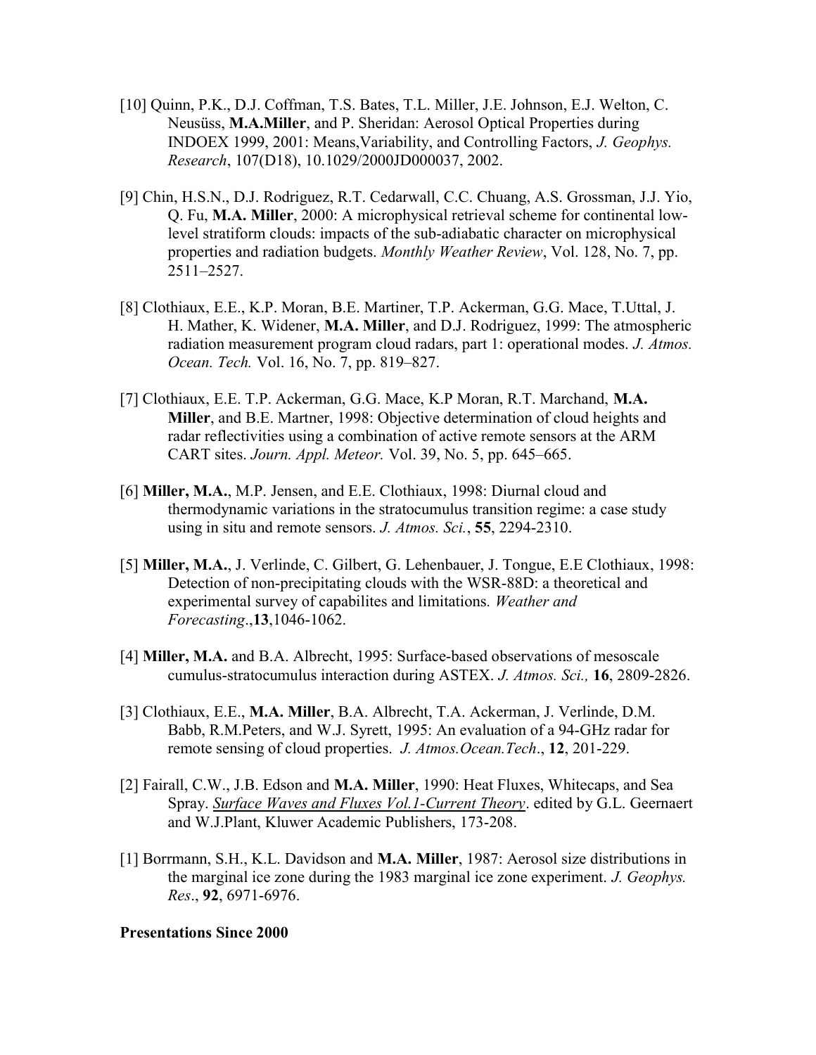[10] Quinn, P.K., D.J. Coffman, T.S. Bates, T.L. Miller, J.E. Johnson, E.J. Welton, C. Neusüss, **M.A.Miller**, and P. Sheridan: Aerosol Optical Properties during INDOEX 1999, 2001: Means,Variability, and Controlling Factors, *J. Geophys. Research*, 107(D18), 10.1029/2000JD000037, 2002.

[9] Chin, H.S.N., D.J. Rodriguez, R.T. Cedarwall, C.C. Chuang, A.S. Grossman, J.J. Yio, Q. Fu, **M.A. Miller**, 2000: A microphysical retrieval scheme for continental low-level stratiform clouds: impacts of the sub-adiabatic character on microphysical properties and radiation budgets. *Monthly Weather Review*, Vol. 128, No. 7, pp. 2511–2527.

[8] Clothiaux, E.E., K.P. Moran, B.E. Martiner, T.P. Ackerman, G.G. Mace, T.Uttal, J. H. Mather, K. Widener, **M.A. Miller**, and D.J. Rodriguez, 1999: The atmospheric radiation measurement program cloud radars, part 1: operational modes. *J. Atmos. Ocean. Tech.* Vol. 16, No. 7, pp. 819–827.

[7] Clothiaux, E.E. T.P. Ackerman, G.G. Mace, K.P Moran, R.T. Marchand, **M.A. Miller**, and B.E. Martner, 1998: Objective determination of cloud heights and radar reflectivities using a combination of active remote sensors at the ARM CART sites. *Journ. Appl. Meteor.* Vol. 39, No. 5, pp. 645–665.

[6] **Miller, M.A.**, M.P. Jensen, and E.E. Clothiaux, 1998: Diurnal cloud and thermodynamic variations in the stratocumulus transition regime: a case study using in situ and remote sensors. *J. Atmos. Sci.*, **55**, 2294-2310.

[5] **Miller, M.A.**, J. Verlinde, C. Gilbert, G. Lehenbauer, J. Tongue, E.E Clothiaux, 1998: Detection of non-precipitating clouds with the WSR-88D: a theoretical and experimental survey of capabilites and limitations*. Weather and Forecasting*.,**13**,1046-1062.

[4] **Miller, M.A.** and B.A. Albrecht, 1995: Surface-based observations of mesoscale cumulus-stratocumulus interaction during ASTEX. *J. Atmos. Sci.,* **16**, 2809-2826.

[3] Clothiaux, E.E., **M.A. Miller**, B.A. Albrecht, T.A. Ackerman, J. Verlinde, D.M. Babb, R.M.Peters, and W.J. Syrett, 1995: An evaluation of a 94-GHz radar for remote sensing of cloud properties. *J. Atmos.Ocean.Tech*., **12**, 201-229.

[2] Fairall, C.W., J.B. Edson and **M.A. Miller**, 1990: Heat Fluxes, Whitecaps, and Sea Spray. *Surface Waves and Fluxes Vol.1-Current Theory*. edited by G.L. Geernaert and W.J.Plant, Kluwer Academic Publishers, 173-208.

[1] Borrmann, S.H., K.L. Davidson and **M.A. Miller**, 1987: Aerosol size distributions in the marginal ice zone during the 1983 marginal ice zone experiment. *J. Geophys. Res*., **92**, 6971-6976.

**Presentations Since 2000**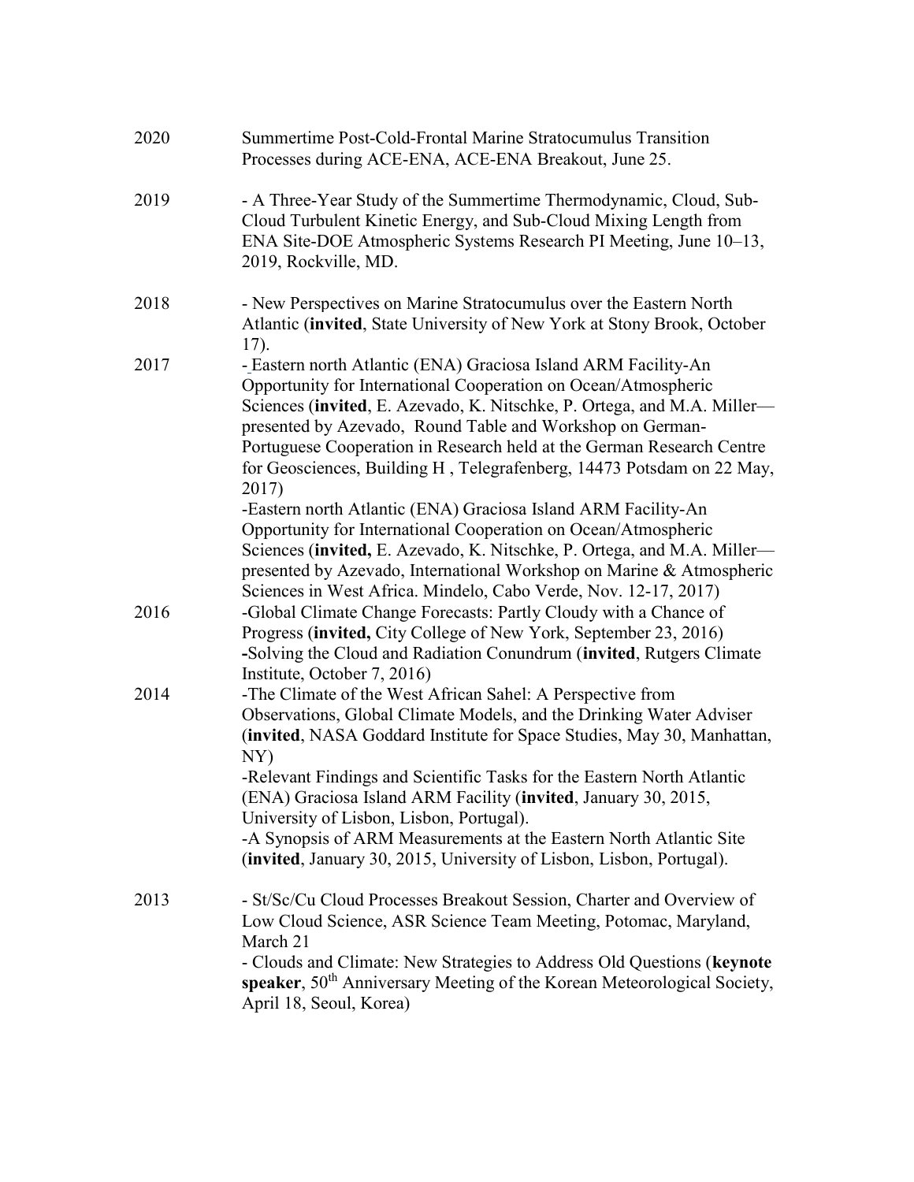2020 Summertime Post-Cold-Frontal Marine Stratocumulus Transition Processes during ACE-ENA, ACE-ENA Breakout, June 25.

2019 - A Three-Year Study of the Summertime Thermodynamic, Cloud, Sub-Cloud Turbulent Kinetic Energy, and Sub-Cloud Mixing Length from ENA Site-DOE Atmospheric Systems Research PI Meeting, June 10–13, 2019, Rockville, MD.

2018 - New Perspectives on Marine Stratocumulus over the Eastern North Atlantic (**invited**, State University of New York at Stony Brook, October 17).

2017 - Eastern north Atlantic (ENA) Graciosa Island ARM Facility-An Opportunity for International Cooperation on Ocean/Atmospheric Sciences (**invited**, E. Azevado, K. Nitschke, P. Ortega, and M.A. Miller—presented by Azevado, Round Table and Workshop on German-Portuguese Cooperation in Research held at the German Research Centre for Geosciences, Building H , Telegrafenberg, 14473 Potsdam on 22 May, 2017)

-Eastern north Atlantic (ENA) Graciosa Island ARM Facility-An Opportunity for International Cooperation on Ocean/Atmospheric Sciences (**invited,** E. Azevado, K. Nitschke, P. Ortega, and M.A. Miller—presented by Azevado, International Workshop on Marine & Atmospheric Sciences in West Africa. Mindelo, Cabo Verde, Nov. 12-17, 2017)

2016 -Global Climate Change Forecasts: Partly Cloudy with a Chance of Progress (**invited,** City College of New York, September 23, 2016)

-Solving the Cloud and Radiation Conundrum (**invited**, Rutgers Climate Institute, October 7, 2016)

2014 -The Climate of the West African Sahel: A Perspective from Observations, Global Climate Models, and the Drinking Water Adviser (**invited**, NASA Goddard Institute for Space Studies, May 30, Manhattan, NY)

-Relevant Findings and Scientific Tasks for the Eastern North Atlantic (ENA) Graciosa Island ARM Facility (**invited**, January 30, 2015, University of Lisbon, Lisbon, Portugal).

-A Synopsis of ARM Measurements at the Eastern North Atlantic Site (**invited**, January 30, 2015, University of Lisbon, Lisbon, Portugal).

2013 - St/Sc/Cu Cloud Processes Breakout Session, Charter and Overview of Low Cloud Science, ASR Science Team Meeting, Potomac, Maryland, March 21

- Clouds and Climate: New Strategies to Address Old Questions (**keynote speaker**, 50th Anniversary Meeting of the Korean Meteorological Society, April 18, Seoul, Korea)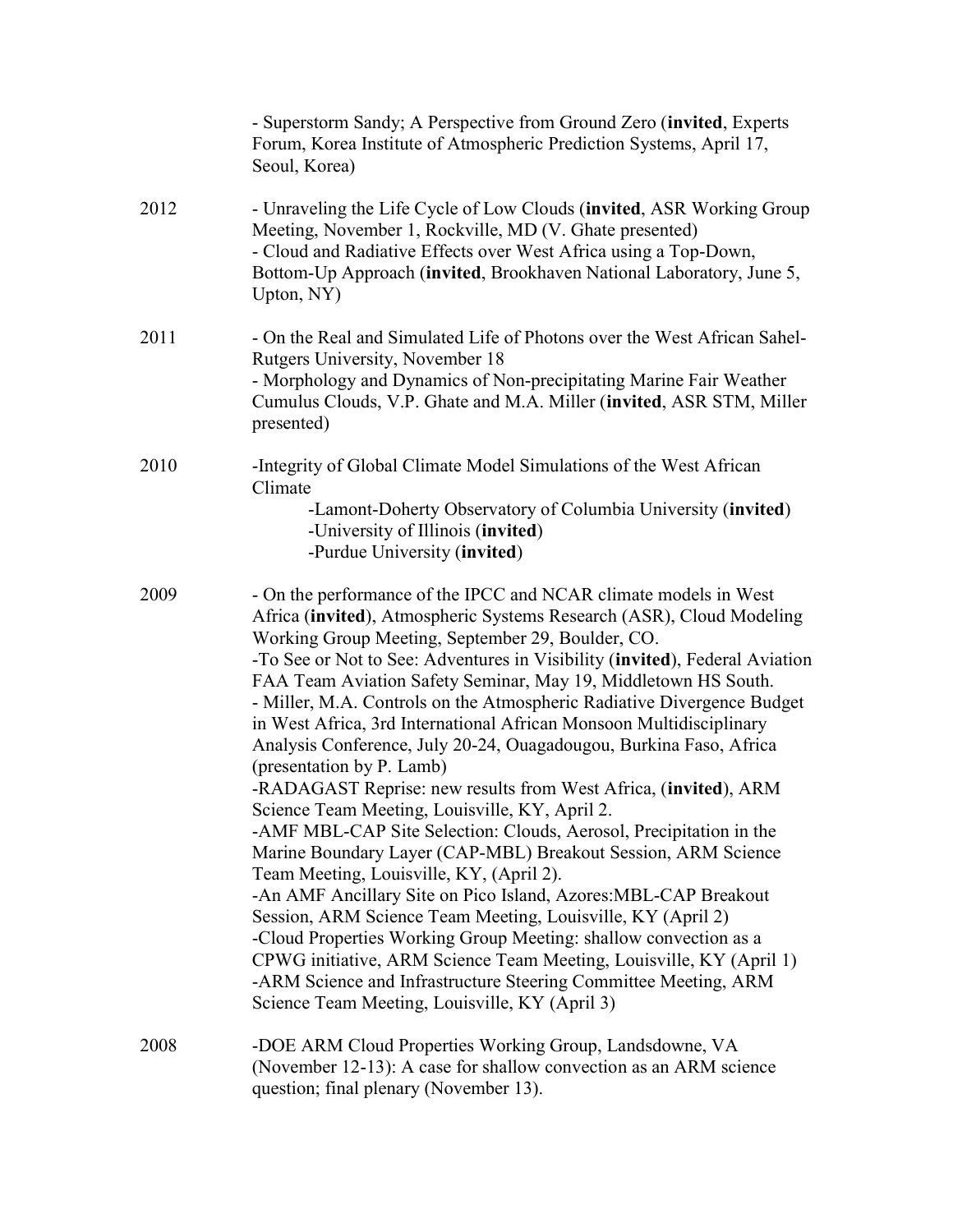- Superstorm Sandy; A Perspective from Ground Zero (**invited**, Experts Forum, Korea Institute of Atmospheric Prediction Systems, April 17, Seoul, Korea)

2012

- Unraveling the Life Cycle of Low Clouds (**invited**, ASR Working Group Meeting, November 1, Rockville, MD (V. Ghate presented)
- Cloud and Radiative Effects over West Africa using a Top-Down, Bottom-Up Approach (**invited**, Brookhaven National Laboratory, June 5, Upton, NY)

2011

- On the Real and Simulated Life of Photons over the West African Sahel- Rutgers University, November 18
- Morphology and Dynamics of Non-precipitating Marine Fair Weather Cumulus Clouds, V.P. Ghate and M.A. Miller (**invited**, ASR STM, Miller presented)

2010

-Integrity of Global Climate Model Simulations of the West African Climate
  -Lamont-Doherty Observatory of Columbia University (**invited**)
  -University of Illinois (**invited**)
  -Purdue University (**invited**)

2009

- On the performance of the IPCC and NCAR climate models in West Africa (**invited**), Atmospheric Systems Research (ASR), Cloud Modeling Working Group Meeting, September 29, Boulder, CO.
-To See or Not to See: Adventures in Visibility (**invited**), Federal Aviation FAA Team Aviation Safety Seminar, May 19, Middletown HS South.
- Miller, M.A. Controls on the Atmospheric Radiative Divergence Budget in West Africa, 3rd International African Monsoon Multidisciplinary Analysis Conference, July 20-24, Ouagadougou, Burkina Faso, Africa (presentation by P. Lamb)
-RADAGAST Reprise: new results from West Africa, (**invited**), ARM Science Team Meeting, Louisville, KY, April 2.
-AMF MBL-CAP Site Selection: Clouds, Aerosol, Precipitation in the Marine Boundary Layer (CAP-MBL) Breakout Session, ARM Science Team Meeting, Louisville, KY, (April 2).
-An AMF Ancillary Site on Pico Island, Azores:MBL-CAP Breakout Session, ARM Science Team Meeting, Louisville, KY (April 2)
-Cloud Properties Working Group Meeting: shallow convection as a CPWG initiative, ARM Science Team Meeting, Louisville, KY (April 1)
-ARM Science and Infrastructure Steering Committee Meeting, ARM Science Team Meeting, Louisville, KY (April 3)

2008

-DOE ARM Cloud Properties Working Group, Landsdowne, VA (November 12-13): A case for shallow convection as an ARM science question; final plenary (November 13).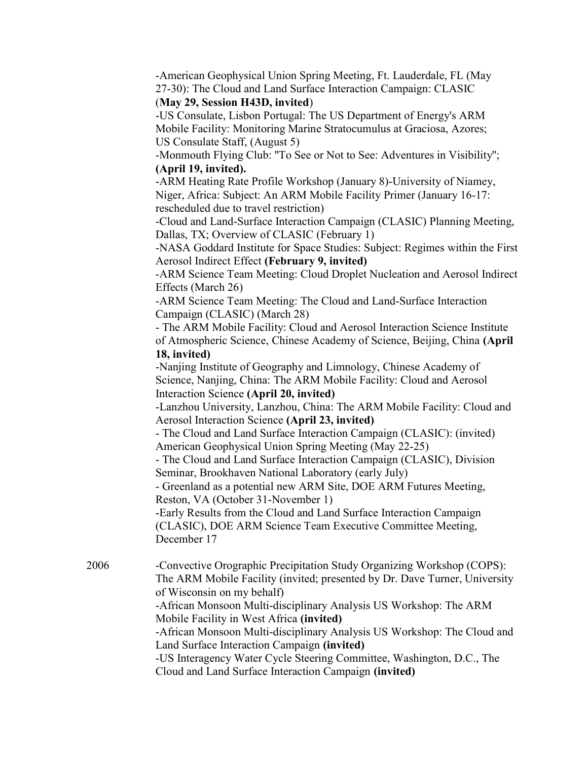-American Geophysical Union Spring Meeting, Ft. Lauderdale, FL (May 27-30): The Cloud and Land Surface Interaction Campaign: CLASIC (**May 29, Session H43D, invited**)

-US Consulate, Lisbon Portugal: The US Department of Energy's ARM Mobile Facility: Monitoring Marine Stratocumulus at Graciosa, Azores; US Consulate Staff, (August 5)

-Monmouth Flying Club: "To See or Not to See: Adventures in Visibility"; **(April 19, invited).**

-ARM Heating Rate Profile Workshop (January 8)-University of Niamey, Niger, Africa: Subject: An ARM Mobile Facility Primer (January 16-17: rescheduled due to travel restriction)

-Cloud and Land-Surface Interaction Campaign (CLASIC) Planning Meeting, Dallas, TX; Overview of CLASIC (February 1)

-NASA Goddard Institute for Space Studies: Subject: Regimes within the First Aerosol Indirect Effect **(February 9, invited)**

-ARM Science Team Meeting: Cloud Droplet Nucleation and Aerosol Indirect Effects (March 26)

-ARM Science Team Meeting: The Cloud and Land-Surface Interaction Campaign (CLASIC) (March 28)

- The ARM Mobile Facility: Cloud and Aerosol Interaction Science Institute of Atmospheric Science, Chinese Academy of Science, Beijing, China **(April 18, invited)**

-Nanjing Institute of Geography and Limnology, Chinese Academy of Science, Nanjing, China: The ARM Mobile Facility: Cloud and Aerosol Interaction Science **(April 20, invited)**

-Lanzhou University, Lanzhou, China: The ARM Mobile Facility: Cloud and Aerosol Interaction Science **(April 23, invited)**

- The Cloud and Land Surface Interaction Campaign (CLASIC): (invited) American Geophysical Union Spring Meeting (May 22-25)

- The Cloud and Land Surface Interaction Campaign (CLASIC), Division Seminar, Brookhaven National Laboratory (early July)

- Greenland as a potential new ARM Site, DOE ARM Futures Meeting, Reston, VA (October 31-November 1)

-Early Results from the Cloud and Land Surface Interaction Campaign (CLASIC), DOE ARM Science Team Executive Committee Meeting, December 17

2006

-Convective Orographic Precipitation Study Organizing Workshop (COPS): The ARM Mobile Facility (invited; presented by Dr. Dave Turner, University of Wisconsin on my behalf)

-African Monsoon Multi-disciplinary Analysis US Workshop: The ARM Mobile Facility in West Africa **(invited)**

-African Monsoon Multi-disciplinary Analysis US Workshop: The Cloud and Land Surface Interaction Campaign **(invited)**

-US Interagency Water Cycle Steering Committee, Washington, D.C., The Cloud and Land Surface Interaction Campaign **(invited)**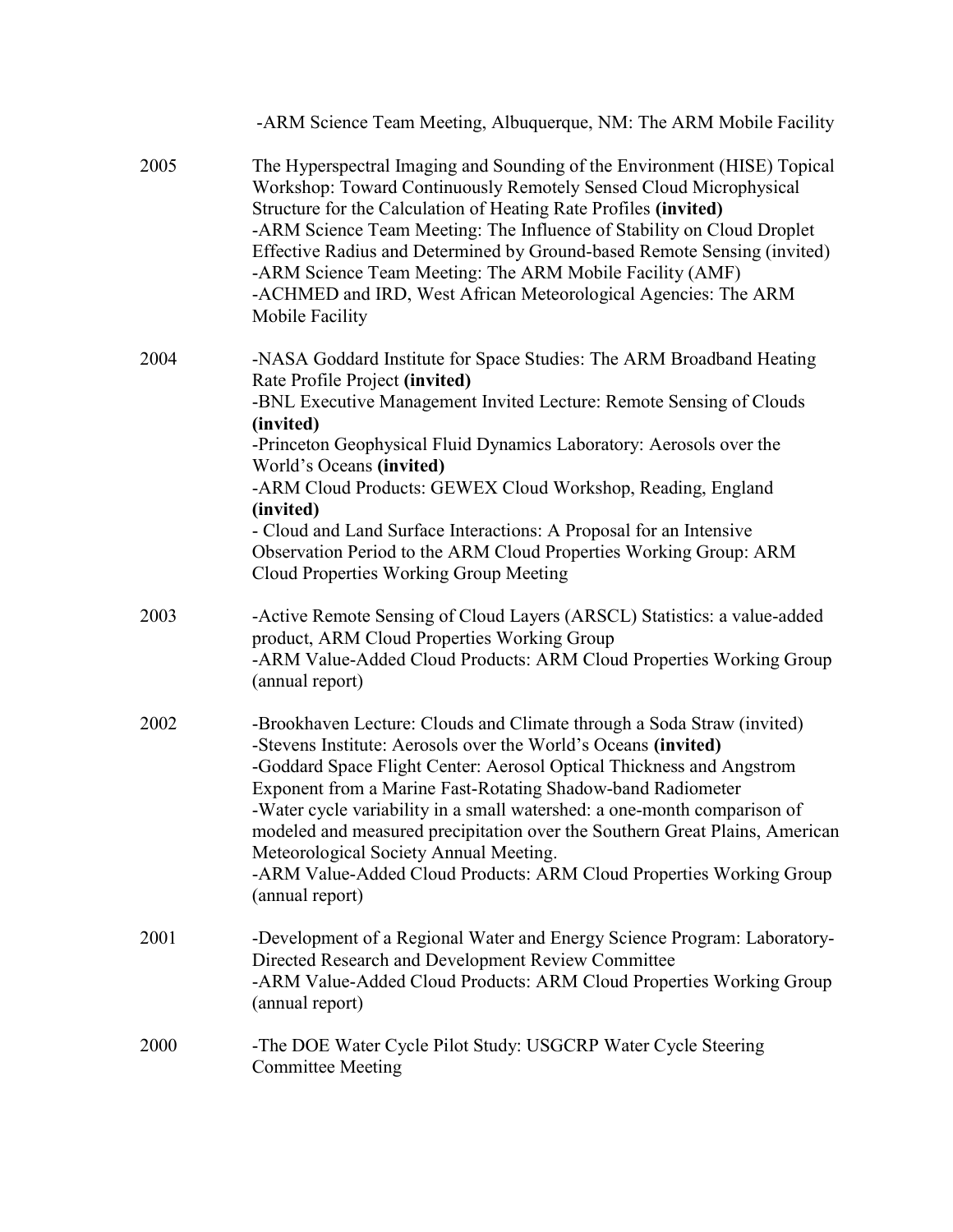-ARM Science Team Meeting, Albuquerque, NM: The ARM Mobile Facility

2005

The Hyperspectral Imaging and Sounding of the Environment (HISE) Topical Workshop: Toward Continuously Remotely Sensed Cloud Microphysical Structure for the Calculation of Heating Rate Profiles **(invited)**
-ARM Science Team Meeting: The Influence of Stability on Cloud Droplet Effective Radius and Determined by Ground-based Remote Sensing (invited)
-ARM Science Team Meeting: The ARM Mobile Facility (AMF)
-ACHMED and IRD, West African Meteorological Agencies: The ARM Mobile Facility

2004

-NASA Goddard Institute for Space Studies: The ARM Broadband Heating Rate Profile Project **(invited)**
-BNL Executive Management Invited Lecture: Remote Sensing of Clouds **(invited)**
-Princeton Geophysical Fluid Dynamics Laboratory: Aerosols over the World's Oceans **(invited)**
-ARM Cloud Products: GEWEX Cloud Workshop, Reading, England **(invited)**
- Cloud and Land Surface Interactions: A Proposal for an Intensive Observation Period to the ARM Cloud Properties Working Group: ARM Cloud Properties Working Group Meeting

2003

-Active Remote Sensing of Cloud Layers (ARSCL) Statistics: a value-added product, ARM Cloud Properties Working Group
-ARM Value-Added Cloud Products: ARM Cloud Properties Working Group (annual report)

2002

-Brookhaven Lecture: Clouds and Climate through a Soda Straw (invited)
-Stevens Institute: Aerosols over the World's Oceans **(invited)**
-Goddard Space Flight Center: Aerosol Optical Thickness and Angstrom Exponent from a Marine Fast-Rotating Shadow-band Radiometer
-Water cycle variability in a small watershed: a one-month comparison of modeled and measured precipitation over the Southern Great Plains, American Meteorological Society Annual Meeting.
-ARM Value-Added Cloud Products: ARM Cloud Properties Working Group (annual report)

2001

-Development of a Regional Water and Energy Science Program: Laboratory-Directed Research and Development Review Committee
-ARM Value-Added Cloud Products: ARM Cloud Properties Working Group (annual report)

2000

-The DOE Water Cycle Pilot Study: USGCRP Water Cycle Steering Committee Meeting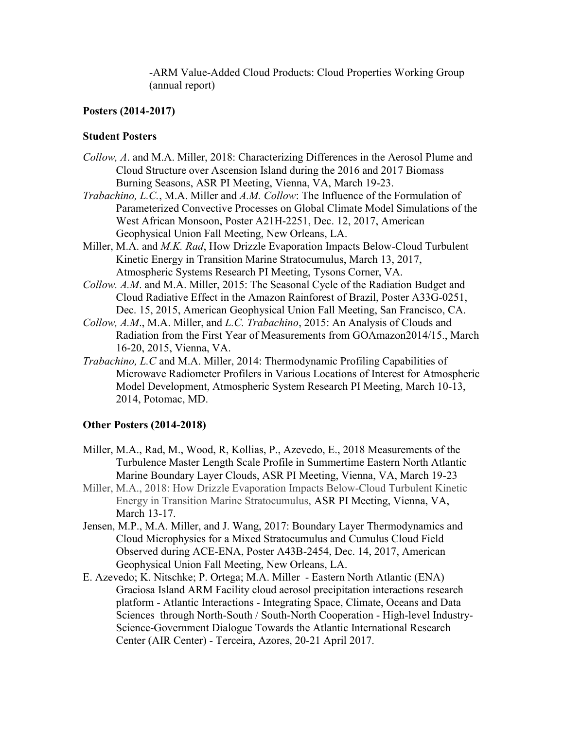-ARM Value-Added Cloud Products: Cloud Properties Working Group (annual report)

**Posters (2014-2017)**

**Student Posters**

*Collow, A*. and M.A. Miller, 2018: Characterizing Differences in the Aerosol Plume and Cloud Structure over Ascension Island during the 2016 and 2017 Biomass Burning Seasons, ASR PI Meeting, Vienna, VA, March 19-23.

*Trabachino, L.C.*, M.A. Miller and *A.M. Collow*: The Influence of the Formulation of Parameterized Convective Processes on Global Climate Model Simulations of the West African Monsoon, Poster A21H-2251, Dec. 12, 2017, American Geophysical Union Fall Meeting, New Orleans, LA.

Miller, M.A. and *M.K. Rad*, How Drizzle Evaporation Impacts Below-Cloud Turbulent Kinetic Energy in Transition Marine Stratocumulus, March 13, 2017, Atmospheric Systems Research PI Meeting, Tysons Corner, VA.

*Collow. A.M*. and M.A. Miller, 2015: The Seasonal Cycle of the Radiation Budget and Cloud Radiative Effect in the Amazon Rainforest of Brazil, Poster A33G-0251, Dec. 15, 2015, American Geophysical Union Fall Meeting, San Francisco, CA.

*Collow, A.M*., M.A. Miller, and *L.C. Trabachino*, 2015: An Analysis of Clouds and Radiation from the First Year of Measurements from GOAmazon2014/15., March 16-20, 2015, Vienna, VA.

*Trabachino, L.C* and M.A. Miller, 2014: Thermodynamic Profiling Capabilities of Microwave Radiometer Profilers in Various Locations of Interest for Atmospheric Model Development, Atmospheric System Research PI Meeting, March 10-13, 2014, Potomac, MD.

**Other Posters (2014-2018)**

Miller, M.A., Rad, M., Wood, R, Kollias, P., Azevedo, E., 2018 Measurements of the Turbulence Master Length Scale Profile in Summertime Eastern North Atlantic Marine Boundary Layer Clouds, ASR PI Meeting, Vienna, VA, March 19-23

Miller, M.A., 2018: How Drizzle Evaporation Impacts Below-Cloud Turbulent Kinetic Energy in Transition Marine Stratocumulus, ASR PI Meeting, Vienna, VA, March 13-17.

Jensen, M.P., M.A. Miller, and J. Wang, 2017: Boundary Layer Thermodynamics and Cloud Microphysics for a Mixed Stratocumulus and Cumulus Cloud Field Observed during ACE-ENA, Poster A43B-2454, Dec. 14, 2017, American Geophysical Union Fall Meeting, New Orleans, LA.

E. Azevedo; K. Nitschke; P. Ortega; M.A. Miller - Eastern North Atlantic (ENA) Graciosa Island ARM Facility cloud aerosol precipitation interactions research platform - Atlantic Interactions - Integrating Space, Climate, Oceans and Data Sciences through North-South / South-North Cooperation - High-level Industry-Science-Government Dialogue Towards the Atlantic International Research Center (AIR Center) - Terceira, Azores, 20-21 April 2017.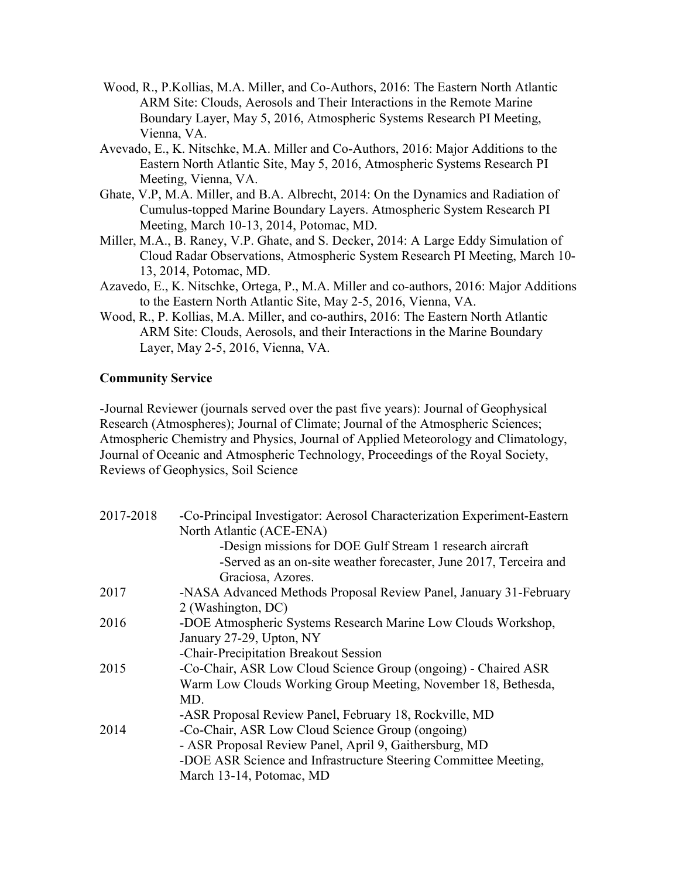Wood, R., P.Kollias, M.A. Miller, and Co-Authors, 2016: The Eastern North Atlantic ARM Site: Clouds, Aerosols and Their Interactions in the Remote Marine Boundary Layer, May 5, 2016, Atmospheric Systems Research PI Meeting, Vienna, VA.

Avevado, E., K. Nitschke, M.A. Miller and Co-Authors, 2016: Major Additions to the Eastern North Atlantic Site, May 5, 2016, Atmospheric Systems Research PI Meeting, Vienna, VA.

Ghate, V.P, M.A. Miller, and B.A. Albrecht, 2014: On the Dynamics and Radiation of Cumulus-topped Marine Boundary Layers. Atmospheric System Research PI Meeting, March 10-13, 2014, Potomac, MD.

Miller, M.A., B. Raney, V.P. Ghate, and S. Decker, 2014: A Large Eddy Simulation of Cloud Radar Observations, Atmospheric System Research PI Meeting, March 10-13, 2014, Potomac, MD.

Azavedo, E., K. Nitschke, Ortega, P., M.A. Miller and co-authors, 2016: Major Additions to the Eastern North Atlantic Site, May 2-5, 2016, Vienna, VA.

Wood, R., P. Kollias, M.A. Miller, and co-authirs, 2016: The Eastern North Atlantic ARM Site: Clouds, Aerosols, and their Interactions in the Marine Boundary Layer, May 2-5, 2016, Vienna, VA.

**Community Service**

-Journal Reviewer (journals served over the past five years): Journal of Geophysical Research (Atmospheres); Journal of Climate; Journal of the Atmospheric Sciences; Atmospheric Chemistry and Physics, Journal of Applied Meteorology and Climatology, Journal of Oceanic and Atmospheric Technology, Proceedings of the Royal Society, Reviews of Geophysics, Soil Science

| | |
|---|---|
| 2017-2018 | -Co-Principal Investigator: Aerosol Characterization Experiment-Eastern North Atlantic (ACE-ENA)<br>-Design missions for DOE Gulf Stream 1 research aircraft<br>-Served as an on-site weather forecaster, June 2017, Terceira and Graciosa, Azores. |
| 2017 | -NASA Advanced Methods Proposal Review Panel, January 31-February 2 (Washington, DC) |
| 2016 | -DOE Atmospheric Systems Research Marine Low Clouds Workshop, January 27-29, Upton, NY<br>-Chair-Precipitation Breakout Session |
| 2015 | -Co-Chair, ASR Low Cloud Science Group (ongoing) - Chaired ASR Warm Low Clouds Working Group Meeting, November 18, Bethesda, MD.<br>-ASR Proposal Review Panel, February 18, Rockville, MD |
| 2014 | -Co-Chair, ASR Low Cloud Science Group (ongoing)<br>- ASR Proposal Review Panel, April 9, Gaithersburg, MD<br>-DOE ASR Science and Infrastructure Steering Committee Meeting, March 13-14, Potomac, MD |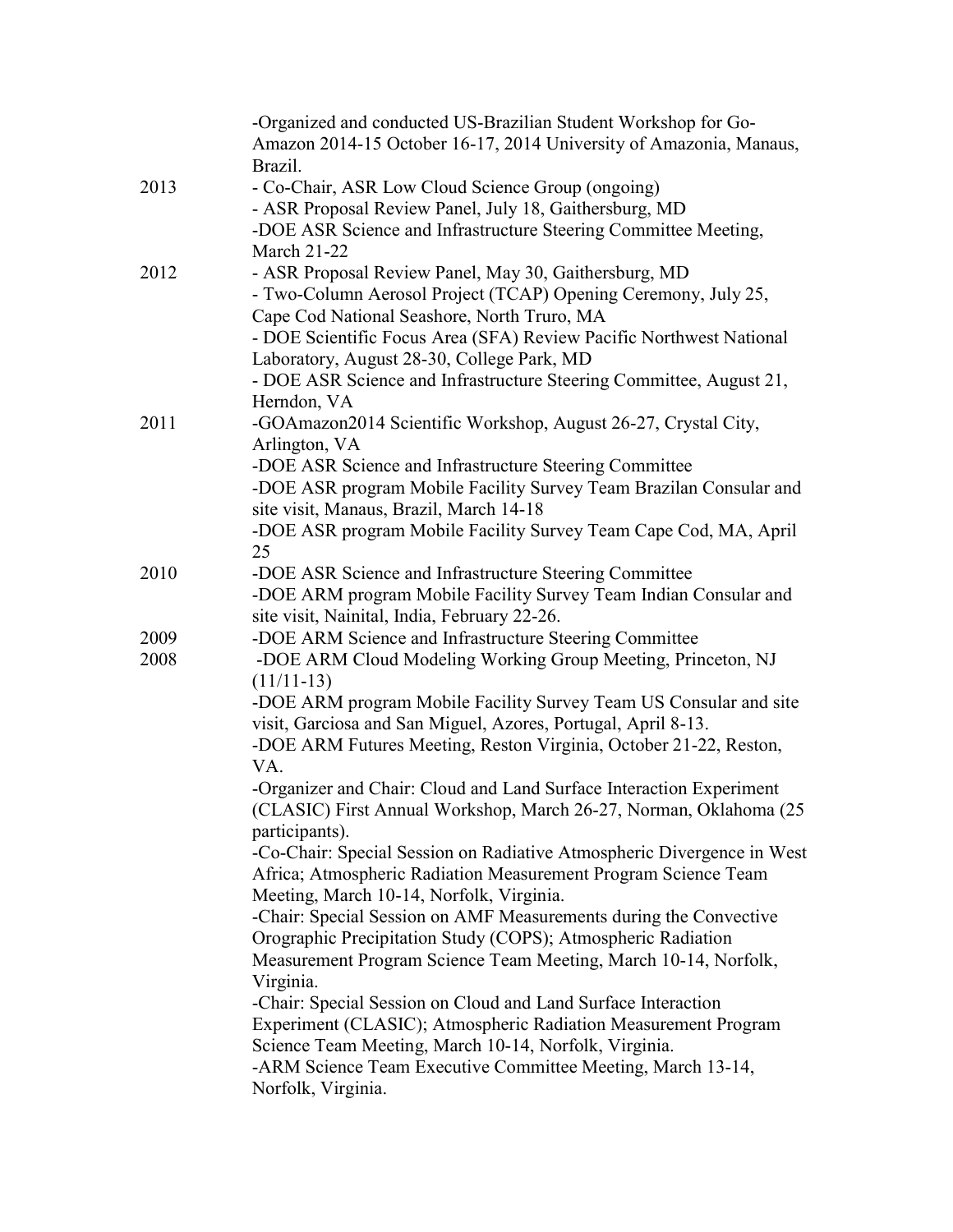| | |
|---|---|
| | -Organized and conducted US-Brazilian Student Workshop for Go-Amazon 2014-15 October 16-17, 2014 University of Amazonia, Manaus, Brazil. |
| 2013 | - Co-Chair, ASR Low Cloud Science Group (ongoing)<br>- ASR Proposal Review Panel, July 18, Gaithersburg, MD<br>-DOE ASR Science and Infrastructure Steering Committee Meeting, March 21-22 |
| 2012 | - ASR Proposal Review Panel, May 30, Gaithersburg, MD<br>- Two-Column Aerosol Project (TCAP) Opening Ceremony, July 25, Cape Cod National Seashore, North Truro, MA<br>- DOE Scientific Focus Area (SFA) Review Pacific Northwest National Laboratory, August 28-30, College Park, MD<br>- DOE ASR Science and Infrastructure Steering Committee, August 21, Herndon, VA |
| 2011 | -GOAmazon2014 Scientific Workshop, August 26-27, Crystal City, Arlington, VA<br>-DOE ASR Science and Infrastructure Steering Committee<br>-DOE ASR program Mobile Facility Survey Team Brazilan Consular and site visit, Manaus, Brazil, March 14-18<br>-DOE ASR program Mobile Facility Survey Team Cape Cod, MA, April 25 |
| 2010 | -DOE ASR Science and Infrastructure Steering Committee<br>-DOE ARM program Mobile Facility Survey Team Indian Consular and site visit, Nainital, India, February 22-26. |
| 2009 | -DOE ARM Science and Infrastructure Steering Committee |
| 2008 | -DOE ARM Cloud Modeling Working Group Meeting, Princeton, NJ (11/11-13)<br>-DOE ARM program Mobile Facility Survey Team US Consular and site visit, Garciosa and San Miguel, Azores, Portugal, April 8-13.<br>-DOE ARM Futures Meeting, Reston Virginia, October 21-22, Reston, VA.<br>-Organizer and Chair: Cloud and Land Surface Interaction Experiment (CLASIC) First Annual Workshop, March 26-27, Norman, Oklahoma (25 participants).<br>-Co-Chair: Special Session on Radiative Atmospheric Divergence in West Africa; Atmospheric Radiation Measurement Program Science Team Meeting, March 10-14, Norfolk, Virginia.<br>-Chair: Special Session on AMF Measurements during the Convective Orographic Precipitation Study (COPS); Atmospheric Radiation Measurement Program Science Team Meeting, March 10-14, Norfolk, Virginia.<br>-Chair: Special Session on Cloud and Land Surface Interaction Experiment (CLASIC); Atmospheric Radiation Measurement Program Science Team Meeting, March 10-14, Norfolk, Virginia.<br>-ARM Science Team Executive Committee Meeting, March 13-14, Norfolk, Virginia. |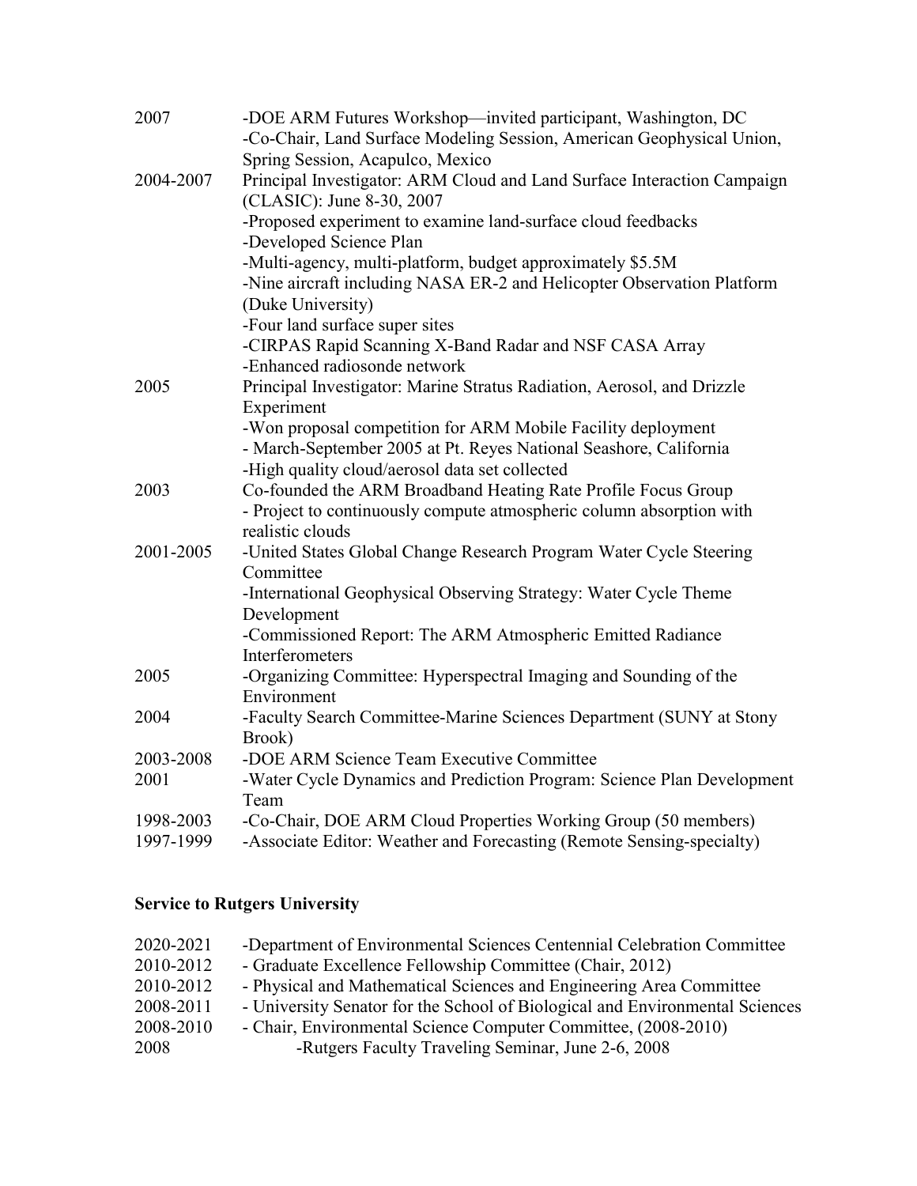| | |
|---|---|
| 2007 | -DOE ARM Futures Workshop—invited participant, Washington, DC<br>-Co-Chair, Land Surface Modeling Session, American Geophysical Union, Spring Session, Acapulco, Mexico |
| 2004-2007 | Principal Investigator: ARM Cloud and Land Surface Interaction Campaign (CLASIC): June 8-30, 2007<br>-Proposed experiment to examine land-surface cloud feedbacks<br>-Developed Science Plan<br>-Multi-agency, multi-platform, budget approximately $5.5M<br>-Nine aircraft including NASA ER-2 and Helicopter Observation Platform (Duke University)<br>-Four land surface super sites<br>-CIRPAS Rapid Scanning X-Band Radar and NSF CASA Array<br>-Enhanced radiosonde network |
| 2005 | Principal Investigator: Marine Stratus Radiation, Aerosol, and Drizzle Experiment<br>-Won proposal competition for ARM Mobile Facility deployment<br>- March-September 2005 at Pt. Reyes National Seashore, California<br>-High quality cloud/aerosol data set collected |
| 2003 | Co-founded the ARM Broadband Heating Rate Profile Focus Group<br>- Project to continuously compute atmospheric column absorption with realistic clouds |
| 2001-2005 | -United States Global Change Research Program Water Cycle Steering Committee<br>-International Geophysical Observing Strategy: Water Cycle Theme Development<br>-Commissioned Report: The ARM Atmospheric Emitted Radiance Interferometers |
| 2005 | -Organizing Committee: Hyperspectral Imaging and Sounding of the Environment |
| 2004 | -Faculty Search Committee-Marine Sciences Department (SUNY at Stony Brook) |
| 2003-2008 | -DOE ARM Science Team Executive Committee |
| 2001 | -Water Cycle Dynamics and Prediction Program: Science Plan Development Team |
| 1998-2003 | -Co-Chair, DOE ARM Cloud Properties Working Group (50 members) |
| 1997-1999 | -Associate Editor: Weather and Forecasting (Remote Sensing-specialty) |

## Service to Rutgers University

| | |
|---|---|
| 2020-2021 | -Department of Environmental Sciences Centennial Celebration Committee |
| 2010-2012 | - Graduate Excellence Fellowship Committee (Chair, 2012) |
| 2010-2012 | - Physical and Mathematical Sciences and Engineering Area Committee |
| 2008-2011 | - University Senator for the School of Biological and Environmental Sciences |
| 2008-2010 | - Chair, Environmental Science Computer Committee, (2008-2010) |
| 2008 | -Rutgers Faculty Traveling Seminar, June 2-6, 2008 |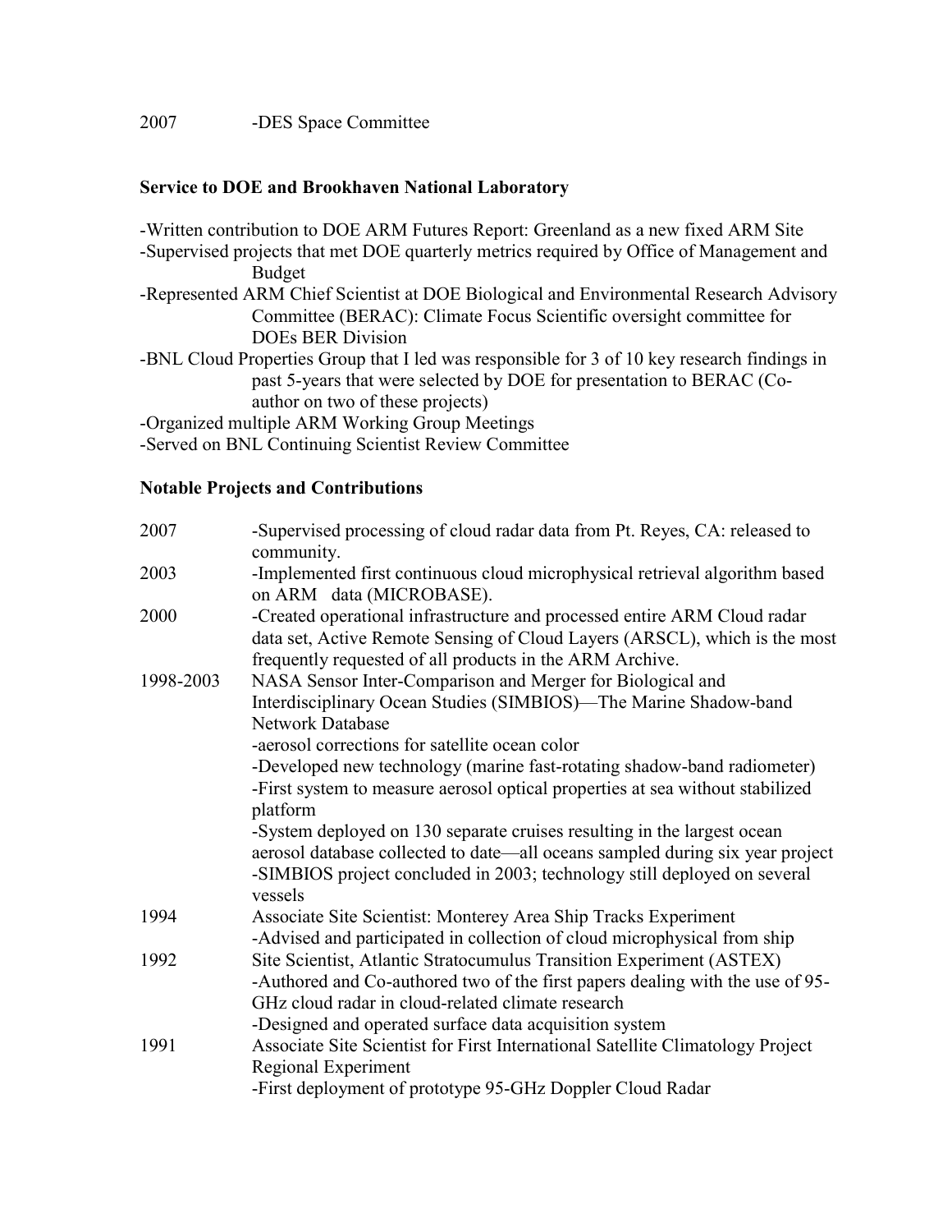2007 -DES Space Committee

### Service to DOE and Brookhaven National Laboratory

-Written contribution to DOE ARM Futures Report: Greenland as a new fixed ARM Site
-Supervised projects that met DOE quarterly metrics required by Office of Management and Budget
-Represented ARM Chief Scientist at DOE Biological and Environmental Research Advisory Committee (BERAC): Climate Focus Scientific oversight committee for DOEs BER Division
-BNL Cloud Properties Group that I led was responsible for 3 of 10 key research findings in past 5-years that were selected by DOE for presentation to BERAC (Co-author on two of these projects)
-Organized multiple ARM Working Group Meetings
-Served on BNL Continuing Scientist Review Committee

### Notable Projects and Contributions

| | |
|---|---|
| 2007 | -Supervised processing of cloud radar data from Pt. Reyes, CA: released to community. |
| 2003 | -Implemented first continuous cloud microphysical retrieval algorithm based on ARM data (MICROBASE). |
| 2000 | -Created operational infrastructure and processed entire ARM Cloud radar data set, Active Remote Sensing of Cloud Layers (ARSCL), which is the most frequently requested of all products in the ARM Archive. |
| 1998-2003 | NASA Sensor Inter-Comparison and Merger for Biological and Interdisciplinary Ocean Studies (SIMBIOS)—The Marine Shadow-band Network Database<br>-aerosol corrections for satellite ocean color<br>-Developed new technology (marine fast-rotating shadow-band radiometer)<br>-First system to measure aerosol optical properties at sea without stabilized platform<br>-System deployed on 130 separate cruises resulting in the largest ocean aerosol database collected to date—all oceans sampled during six year project<br>-SIMBIOS project concluded in 2003; technology still deployed on several vessels |
| 1994 | Associate Site Scientist: Monterey Area Ship Tracks Experiment<br>-Advised and participated in collection of cloud microphysical from ship |
| 1992 | Site Scientist, Atlantic Stratocumulus Transition Experiment (ASTEX)<br>-Authored and Co-authored two of the first papers dealing with the use of 95-GHz cloud radar in cloud-related climate research<br>-Designed and operated surface data acquisition system |
| 1991 | Associate Site Scientist for First International Satellite Climatology Project Regional Experiment<br>-First deployment of prototype 95-GHz Doppler Cloud Radar |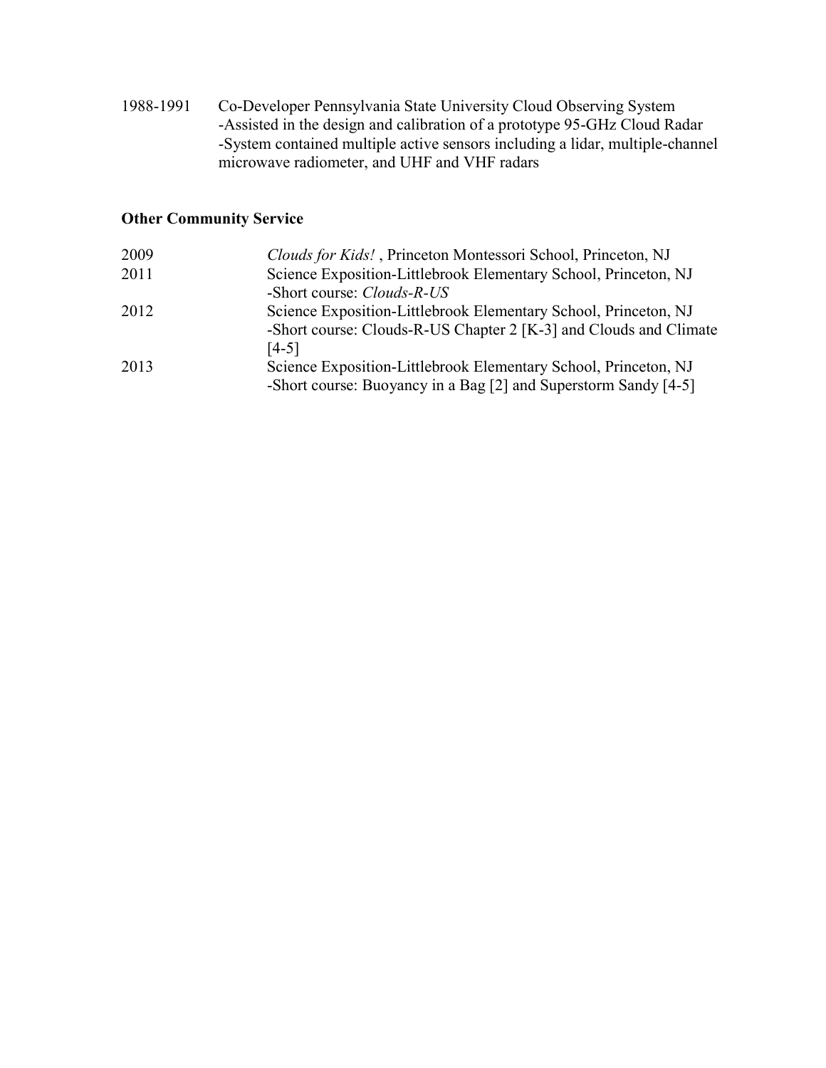1988-1991 Co-Developer Pennsylvania State University Cloud Observing System
-Assisted in the design and calibration of a prototype 95-GHz Cloud Radar
-System contained multiple active sensors including a lidar, multiple-channel microwave radiometer, and UHF and VHF radars

**Other Community Service**

| | |
|---|---|
| 2009 | *Clouds for Kids!* , Princeton Montessori School, Princeton, NJ |
| 2011 | Science Exposition-Littlebrook Elementary School, Princeton, NJ<br>-Short course: *Clouds-R-US* |
| 2012 | Science Exposition-Littlebrook Elementary School, Princeton, NJ<br>-Short course: Clouds-R-US Chapter 2 [K-3] and Clouds and Climate [4-5] |
| 2013 | Science Exposition-Littlebrook Elementary School, Princeton, NJ<br>-Short course: Buoyancy in a Bag [2] and Superstorm Sandy [4-5] |